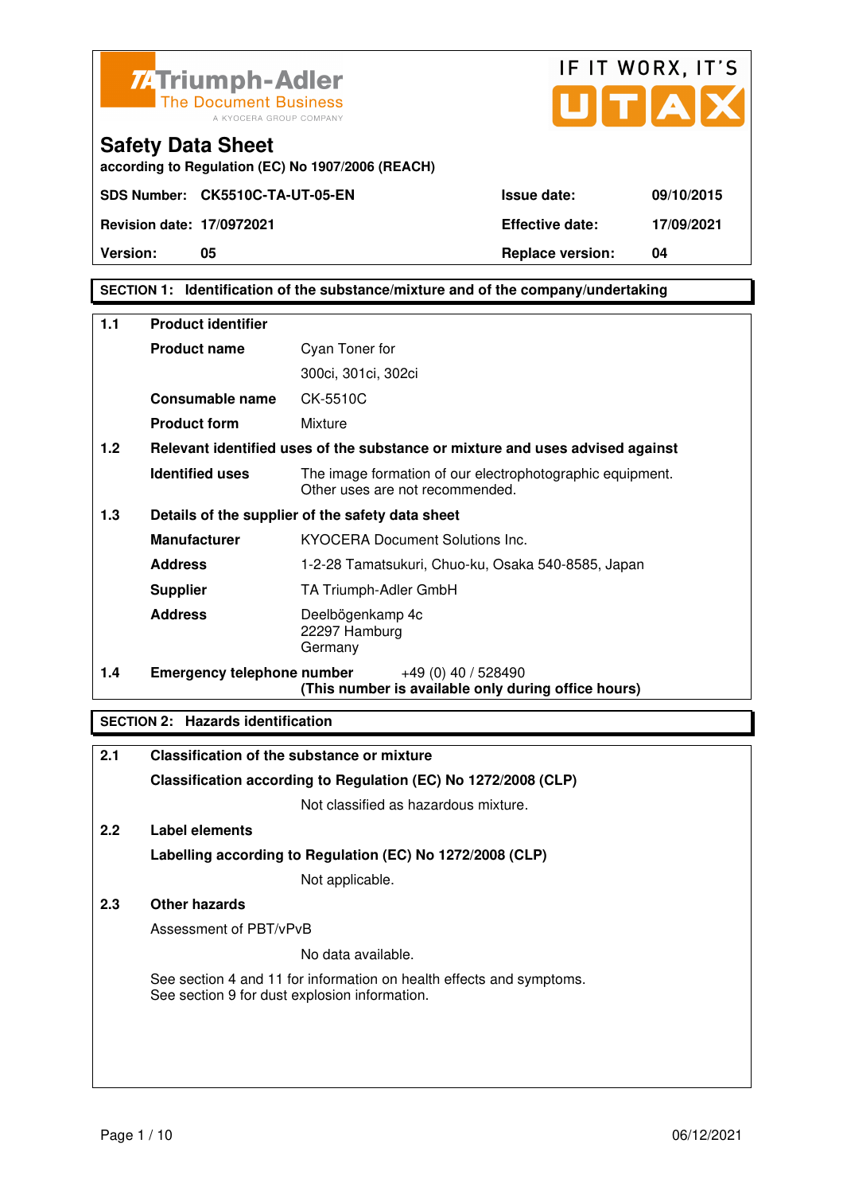Triumph-Adler
The Document Business
A KYOCERA GROUP COMPANY

IF IT WORX, IT'S UTAX

# Safety Data Sheet

**according to Regulation (EC) No 1907/2006 (REACH)**

| | | | |
|---|---|---|---|
| **SDS Number:** | **CK5510C-TA-UT-05-EN** | **Issue date:** | **09/10/2015** |
| **Revision date:** | **17/0972021** | **Effective date:** | **17/09/2021** |
| **Version:** | **05** | **Replace version:** | **04** |

## SECTION 1: Identification of the substance/mixture and of the company/undertaking

**1.1 Product identifier**

| | |
|---|---|
| **Product name** | Cyan Toner for 300ci, 301ci, 302ci |
| **Consumable name** | CK-5510C |
| **Product form** | Mixture |

**1.2 Relevant identified uses of the substance or mixture and uses advised against**

| | |
|---|---|
| **Identified uses** | The image formation of our electrophotographic equipment. Other uses are not recommended. |

**1.3 Details of the supplier of the safety data sheet**

| | |
|---|---|
| **Manufacturer** | KYOCERA Document Solutions Inc. |
| **Address** | 1-2-28 Tamatsukuri, Chuo-ku, Osaka 540-8585, Japan |
| **Supplier** | TA Triumph-Adler GmbH |
| **Address** | Deelbögenkamp 4c<br>22297 Hamburg<br>Germany |

**1.4 Emergency telephone number** +49 (0) 40 / 528490
**(This number is available only during office hours)**

## SECTION 2: Hazards identification

**2.1 Classification of the substance or mixture**

**Classification according to Regulation (EC) No 1272/2008 (CLP)**

Not classified as hazardous mixture.

**2.2 Label elements**

**Labelling according to Regulation (EC) No 1272/2008 (CLP)**

Not applicable.

**2.3 Other hazards**

Assessment of PBT/vPvB

No data available.

See section 4 and 11 for information on health effects and symptoms.
See section 9 for dust explosion information.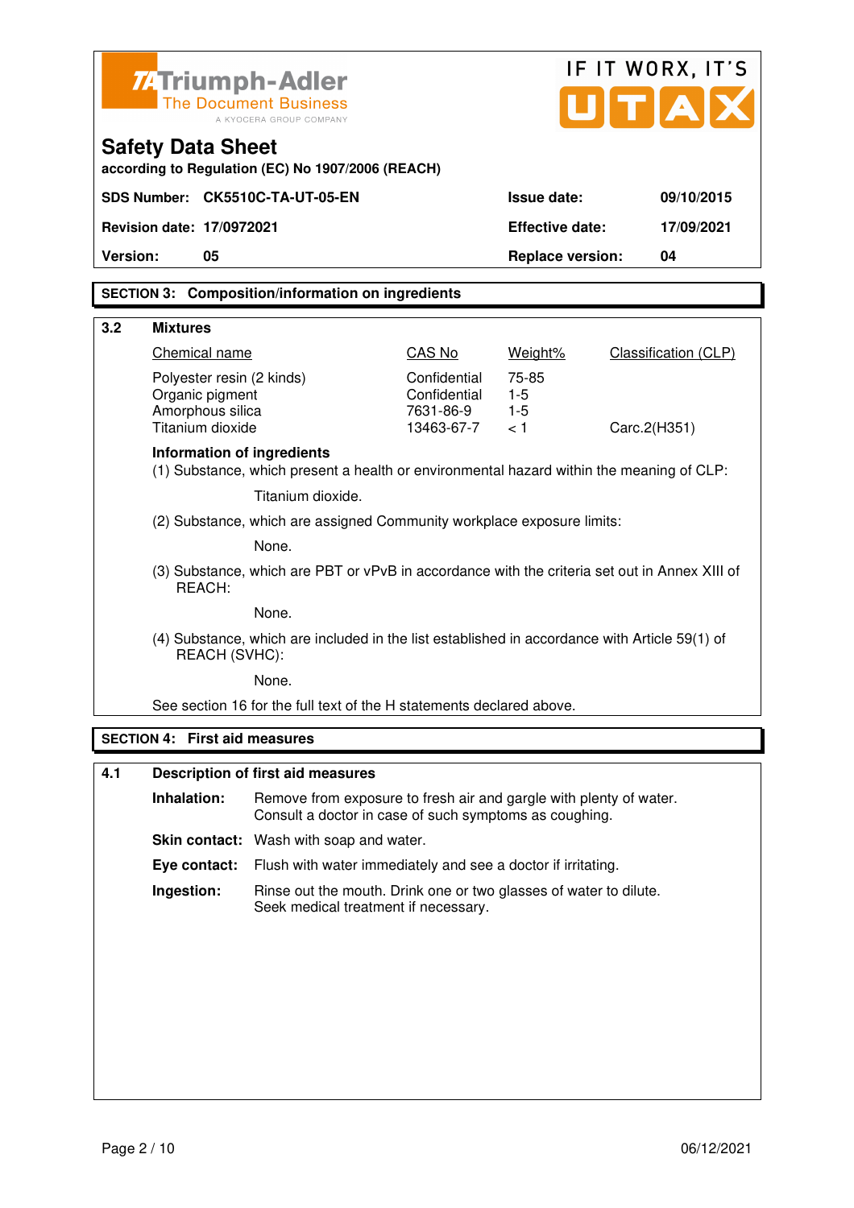Triumph-Adler
The Document Business
A KYOCERA GROUP COMPANY

IF IT WORX, IT'S UTAX

# Safety Data Sheet

according to Regulation (EC) No 1907/2006 (REACH)

| SDS Number: | CK5510C-TA-UT-05-EN | Issue date: | 09/10/2015 |
|---|---|---|---|
| Revision date: | 17/0972021 | Effective date: | 17/09/2021 |
| Version: | 05 | Replace version: | 04 |

## SECTION 3: Composition/information on ingredients

### 3.2 Mixtures

| Chemical name | CAS No | Weight% | Classification (CLP) |
|---|---|---|---|
| Polyester resin (2 kinds) | Confidential | 75-85 | |
| Organic pigment | Confidential | 1-5 | |
| Amorphous silica | 7631-86-9 | 1-5 | |
| Titanium dioxide | 13463-67-7 | < 1 | Carc.2(H351) |

**Information of ingredients**

(1) Substance, which present a health or environmental hazard within the meaning of CLP:

Titanium dioxide.

(2) Substance, which are assigned Community workplace exposure limits:

None.

(3) Substance, which are PBT or vPvB in accordance with the criteria set out in Annex XIII of REACH:

None.

(4) Substance, which are included in the list established in accordance with Article 59(1) of REACH (SVHC):

None.

See section 16 for the full text of the H statements declared above.

## SECTION 4: First aid measures

### 4.1 Description of first aid measures

**Inhalation:** Remove from exposure to fresh air and gargle with plenty of water. Consult a doctor in case of such symptoms as coughing.

**Skin contact:** Wash with soap and water.

**Eye contact:** Flush with water immediately and see a doctor if irritating.

**Ingestion:** Rinse out the mouth. Drink one or two glasses of water to dilute. Seek medical treatment if necessary.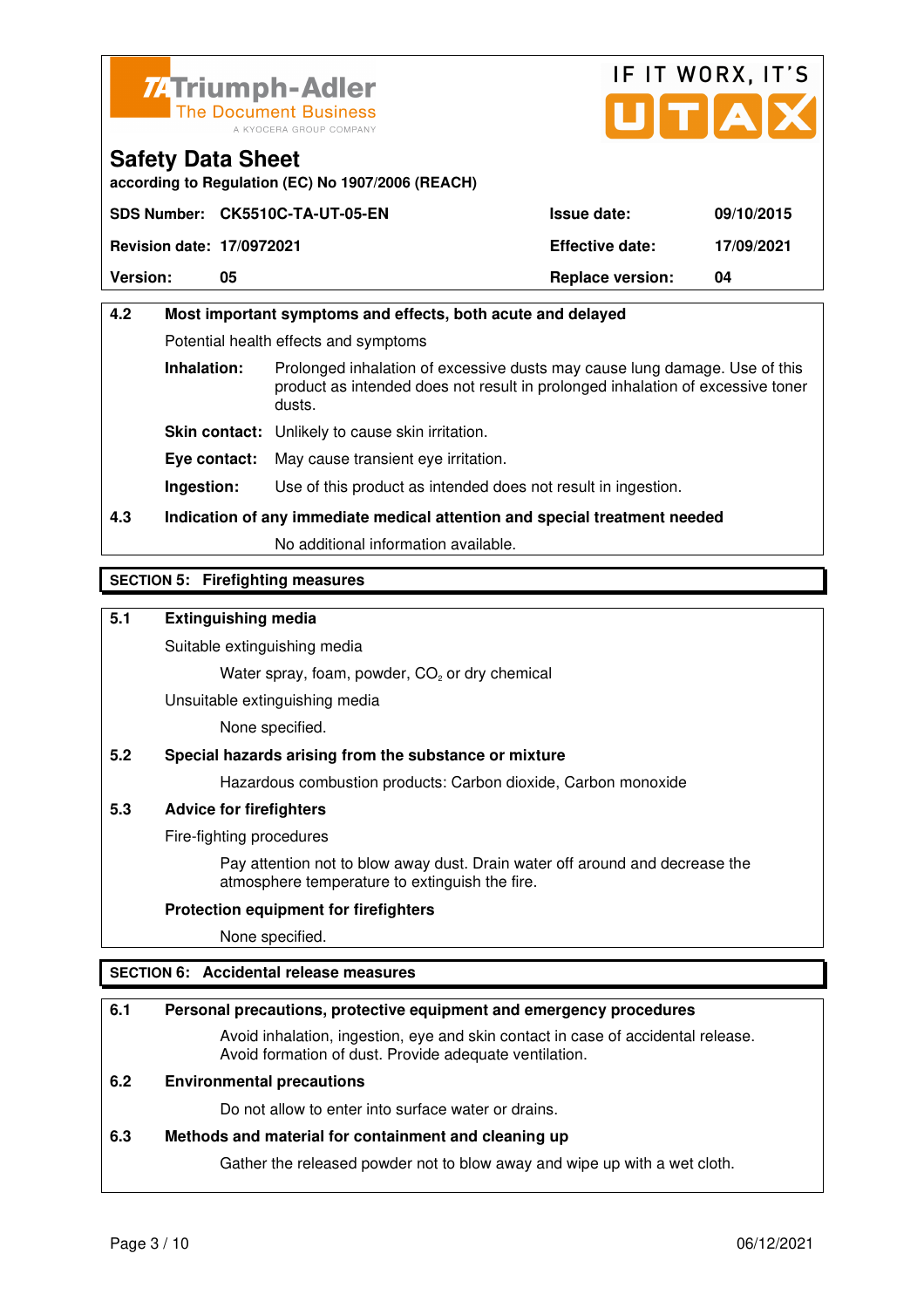# Safety Data Sheet

according to Regulation (EC) No 1907/2006 (REACH)

| SDS Number: CK5510C-TA-UT-05-EN | | Issue date: | 09/10/2015 |
|---|---|---|---|
| Revision date: 17/0972021 | | Effective date: | 17/09/2021 |
| Version: | 05 | Replace version: | 04 |

**4.2 Most important symptoms and effects, both acute and delayed**

Potential health effects and symptoms

**Inhalation:** Prolonged inhalation of excessive dusts may cause lung damage. Use of this product as intended does not result in prolonged inhalation of excessive toner dusts.

**Skin contact:** Unlikely to cause skin irritation.

**Eye contact:** May cause transient eye irritation.

**Ingestion:** Use of this product as intended does not result in ingestion.

**4.3 Indication of any immediate medical attention and special treatment needed**

No additional information available.

## SECTION 5: Firefighting measures

**5.1 Extinguishing media**

Suitable extinguishing media

Water spray, foam, powder, $CO_2$ or dry chemical

Unsuitable extinguishing media

None specified.

**5.2 Special hazards arising from the substance or mixture**

Hazardous combustion products: Carbon dioxide, Carbon monoxide

**5.3 Advice for firefighters**

Fire-fighting procedures

Pay attention not to blow away dust. Drain water off around and decrease the atmosphere temperature to extinguish the fire.

**Protection equipment for firefighters**

None specified.

## SECTION 6: Accidental release measures

**6.1 Personal precautions, protective equipment and emergency procedures**

Avoid inhalation, ingestion, eye and skin contact in case of accidental release. Avoid formation of dust. Provide adequate ventilation.

**6.2 Environmental precautions**

Do not allow to enter into surface water or drains.

**6.3 Methods and material for containment and cleaning up**

Gather the released powder not to blow away and wipe up with a wet cloth.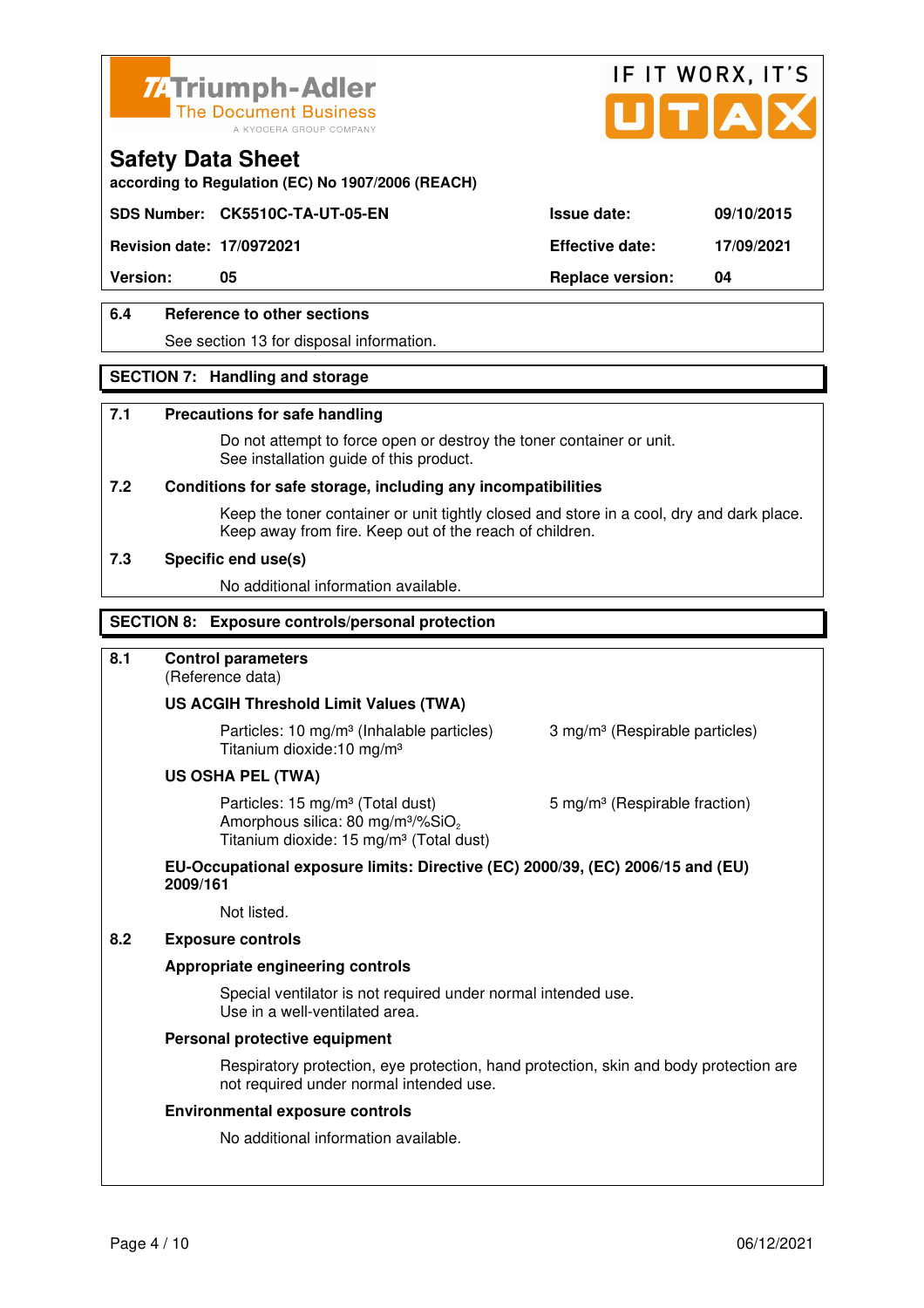## Safety Data Sheet

according to Regulation (EC) No 1907/2006 (REACH)

| SDS Number: | CK5510C-TA-UT-05-EN | Issue date: | 09/10/2015 |
| --- | --- | --- | --- |
| Revision date: | 17/0972021 | Effective date: | 17/09/2021 |
| Version: | 05 | Replace version: | 04 |

**6.4 Reference to other sections**

See section 13 for disposal information.

## SECTION 7: Handling and storage

**7.1 Precautions for safe handling**

Do not attempt to force open or destroy the toner container or unit.
See installation guide of this product.

**7.2 Conditions for safe storage, including any incompatibilities**

Keep the toner container or unit tightly closed and store in a cool, dry and dark place.
Keep away from fire. Keep out of the reach of children.

**7.3 Specific end use(s)**

No additional information available.

## SECTION 8: Exposure controls/personal protection

**8.1 Control parameters**
(Reference data)

**US ACGIH Threshold Limit Values (TWA)**

Particles: 10 mg/m³ (Inhalable particles) 3 mg/m³ (Respirable particles)
Titanium dioxide:10 mg/m³

**US OSHA PEL (TWA)**

Particles: 15 mg/m³ (Total dust) 5 mg/m³ (Respirable fraction)
Amorphous silica: 80 mg/m³/%$SiO_2$
Titanium dioxide: 15 mg/m³ (Total dust)

**EU-Occupational exposure limits: Directive (EC) 2000/39, (EC) 2006/15 and (EU) 2009/161**

Not listed.

**8.2 Exposure controls**

**Appropriate engineering controls**

Special ventilator is not required under normal intended use.
Use in a well-ventilated area.

**Personal protective equipment**

Respiratory protection, eye protection, hand protection, skin and body protection are not required under normal intended use.

**Environmental exposure controls**

No additional information available.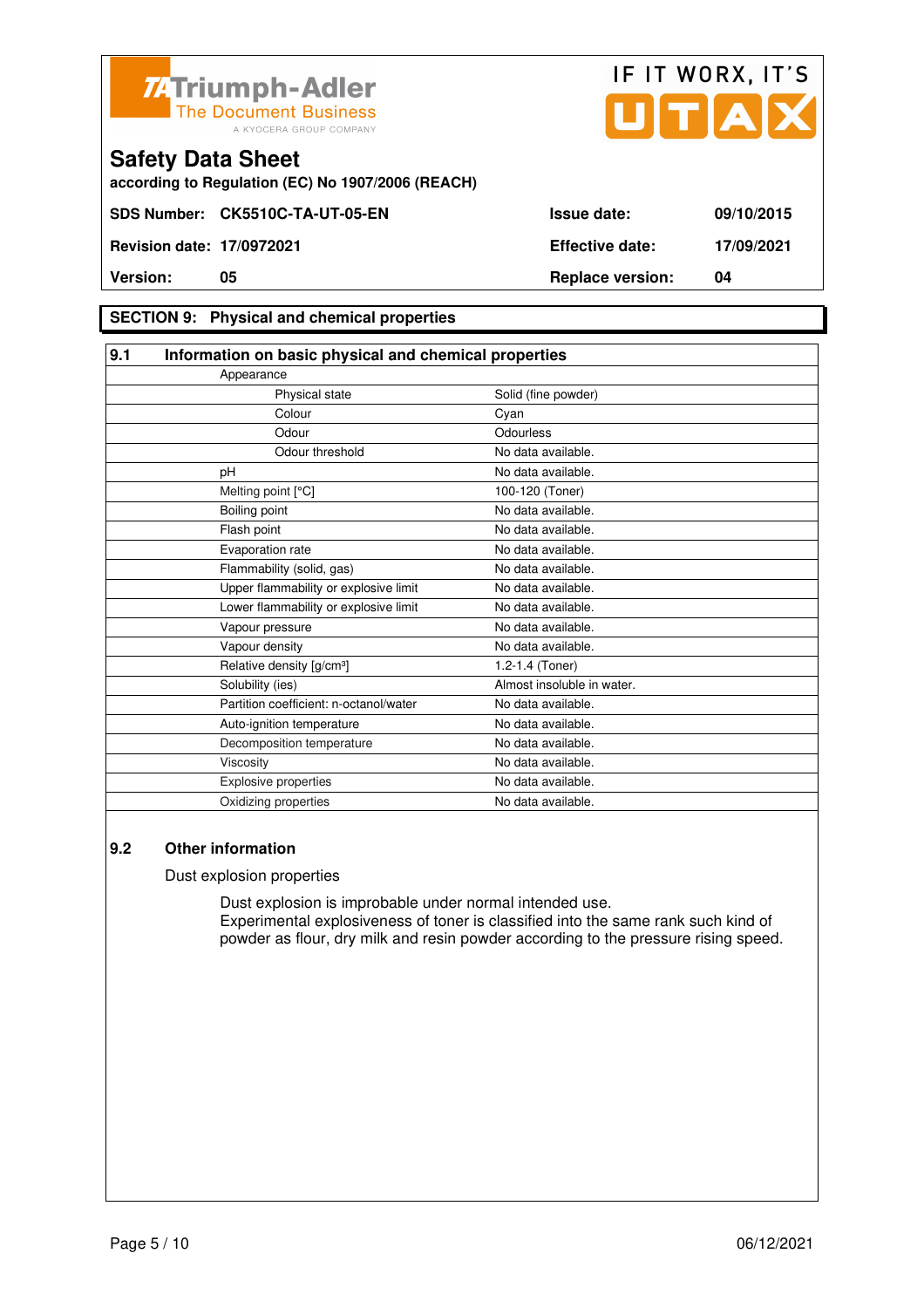Triumph-Adler
The Document Business
A KYOCERA GROUP COMPANY

IF IT WORX, IT'S UTAX

## Safety Data Sheet

**according to Regulation (EC) No 1907/2006 (REACH)**

| | | | |
|---|---|---|---|
| **SDS Number:** | **CK5510C-TA-UT-05-EN** | **Issue date:** | **09/10/2015** |
| **Revision date:** | **17/0972021** | **Effective date:** | **17/09/2021** |
| **Version:** | **05** | **Replace version:** | **04** |

## SECTION 9: Physical and chemical properties

### 9.1 Information on basic physical and chemical properties

| Property | Value |
|---|---|
| Appearance | |
| Physical state | Solid (fine powder) |
| Colour | Cyan |
| Odour | Odourless |
| Odour threshold | No data available. |
| pH | No data available. |
| Melting point [°C] | 100-120 (Toner) |
| Boiling point | No data available. |
| Flash point | No data available. |
| Evaporation rate | No data available. |
| Flammability (solid, gas) | No data available. |
| Upper flammability or explosive limit | No data available. |
| Lower flammability or explosive limit | No data available. |
| Vapour pressure | No data available. |
| Vapour density | No data available. |
| Relative density [g/cm³] | 1.2-1.4 (Toner) |
| Solubility (ies) | Almost insoluble in water. |
| Partition coefficient: n-octanol/water | No data available. |
| Auto-ignition temperature | No data available. |
| Decomposition temperature | No data available. |
| Viscosity | No data available. |
| Explosive properties | No data available. |
| Oxidizing properties | No data available. |

### 9.2 Other information

Dust explosion properties

Dust explosion is improbable under normal intended use.
Experimental explosiveness of toner is classified into the same rank such kind of powder as flour, dry milk and resin powder according to the pressure rising speed.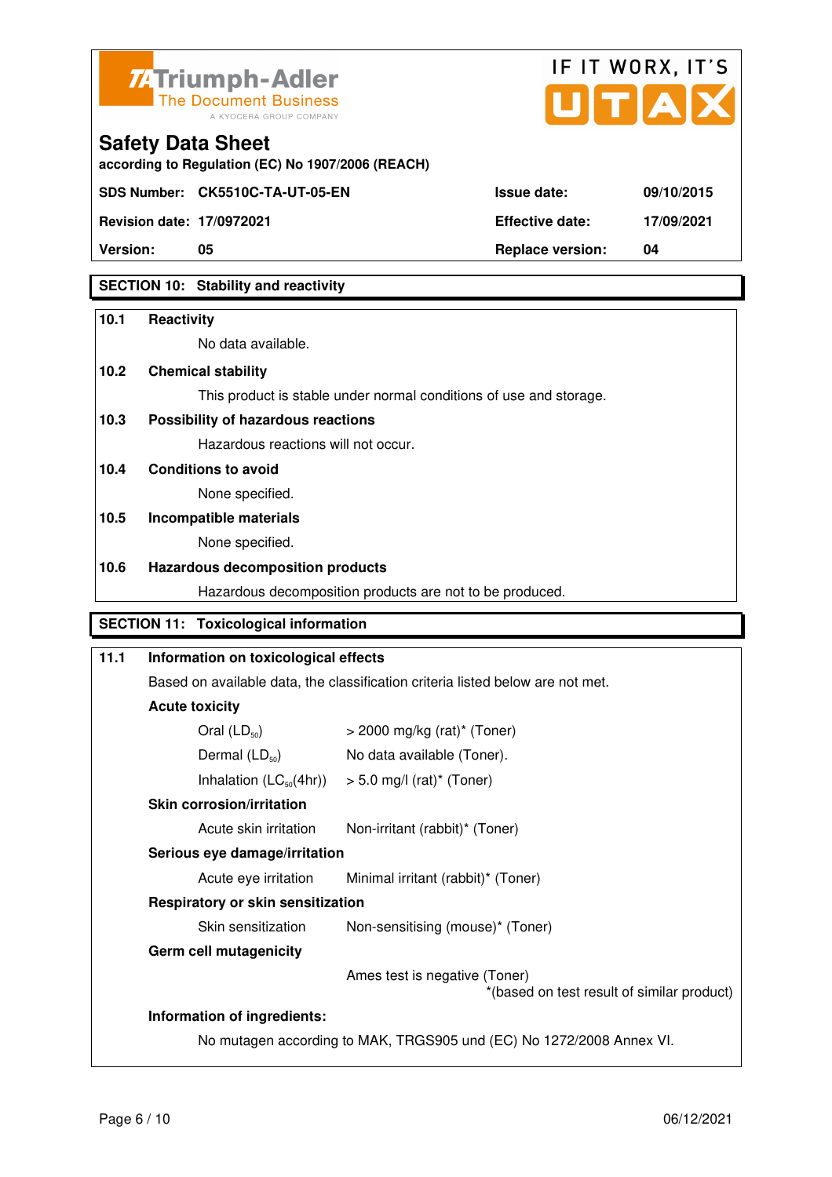Safety Data Sheet
according to Regulation (EC) No 1907/2006 (REACH)

| SDS Number: | CK5510C-TA-UT-05-EN | Issue date: | 09/10/2015 |
|---|---|---|---|
| Revision date: | 17/0972021 | Effective date: | 17/09/2021 |
| Version: | 05 | Replace version: | 04 |

## SECTION 10: Stability and reactivity

**10.1 Reactivity**

No data available.

**10.2 Chemical stability**

This product is stable under normal conditions of use and storage.

**10.3 Possibility of hazardous reactions**

Hazardous reactions will not occur.

**10.4 Conditions to avoid**

None specified.

**10.5 Incompatible materials**

None specified.

**10.6 Hazardous decomposition products**

Hazardous decomposition products are not to be produced.

## SECTION 11: Toxicological information

**11.1 Information on toxicological effects**

Based on available data, the classification criteria listed below are not met.

**Acute toxicity**

| | |
|---|---|
| Oral ($LD_{50}$) | > 2000 mg/kg (rat)* (Toner) |
| Dermal ($LD_{50}$) | No data available (Toner). |
| Inhalation ($LC_{50}$(4hr)) | > 5.0 mg/l (rat)* (Toner) |

**Skin corrosion/irritation**

| | |
|---|---|
| Acute skin irritation | Non-irritant (rabbit)* (Toner) |

**Serious eye damage/irritation**

| | |
|---|---|
| Acute eye irritation | Minimal irritant (rabbit)* (Toner) |

**Respiratory or skin sensitization**

| | |
|---|---|
| Skin sensitization | Non-sensitising (mouse)* (Toner) |

**Germ cell mutagenicity**

Ames test is negative (Toner)

*(based on test result of similar product)

**Information of ingredients:**

No mutagen according to MAK, TRGS905 und (EC) No 1272/2008 Annex VI.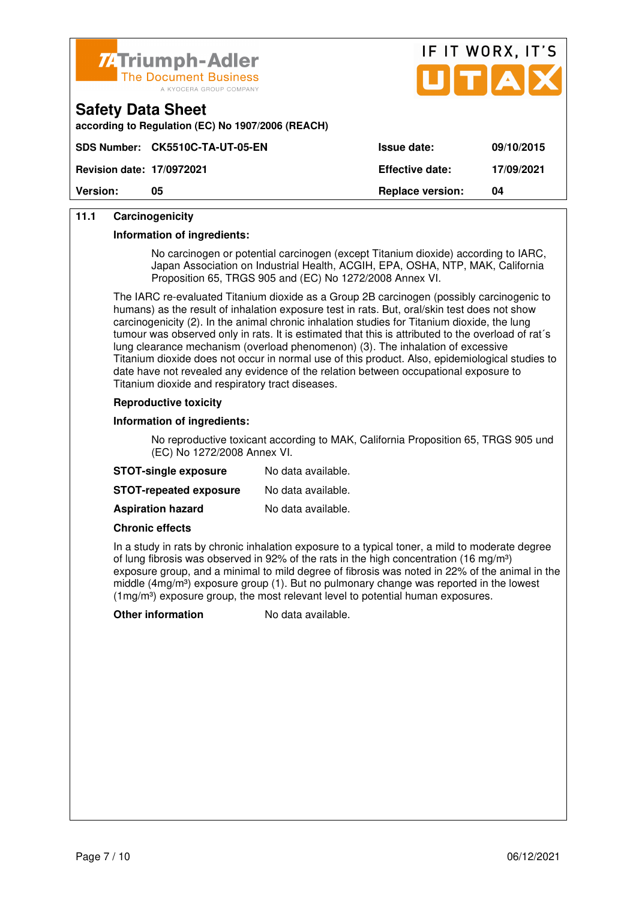| 11.1 | Carcinogenicity |
|---|---|

**Information of ingredients:**

No carcinogen or potential carcinogen (except Titanium dioxide) according to IARC, Japan Association on Industrial Health, ACGIH, EPA, OSHA, NTP, MAK, California Proposition 65, TRGS 905 and (EC) No 1272/2008 Annex VI.

The IARC re-evaluated Titanium dioxide as a Group 2B carcinogen (possibly carcinogenic to humans) as the result of inhalation exposure test in rats. But, oral/skin test does not show carcinogenicity (2). In the animal chronic inhalation studies for Titanium dioxide, the lung tumour was observed only in rats. It is estimated that this is attributed to the overload of rat´s lung clearance mechanism (overload phenomenon) (3). The inhalation of excessive Titanium dioxide does not occur in normal use of this product. Also, epidemiological studies to date have not revealed any evidence of the relation between occupational exposure to Titanium dioxide and respiratory tract diseases.

**Reproductive toxicity**

**Information of ingredients:**

No reproductive toxicant according to MAK, California Proposition 65, TRGS 905 und (EC) No 1272/2008 Annex VI.

**STOT-single exposure** No data available.

**STOT-repeated exposure** No data available.

**Aspiration hazard** No data available.

**Chronic effects**

In a study in rats by chronic inhalation exposure to a typical toner, a mild to moderate degree of lung fibrosis was observed in 92% of the rats in the high concentration (16 mg/m³) exposure group, and a minimal to mild degree of fibrosis was noted in 22% of the animal in the middle (4mg/m³) exposure group (1). But no pulmonary change was reported in the lowest (1mg/m³) exposure group, the most relevant level to potential human exposures.

**Other information** No data available.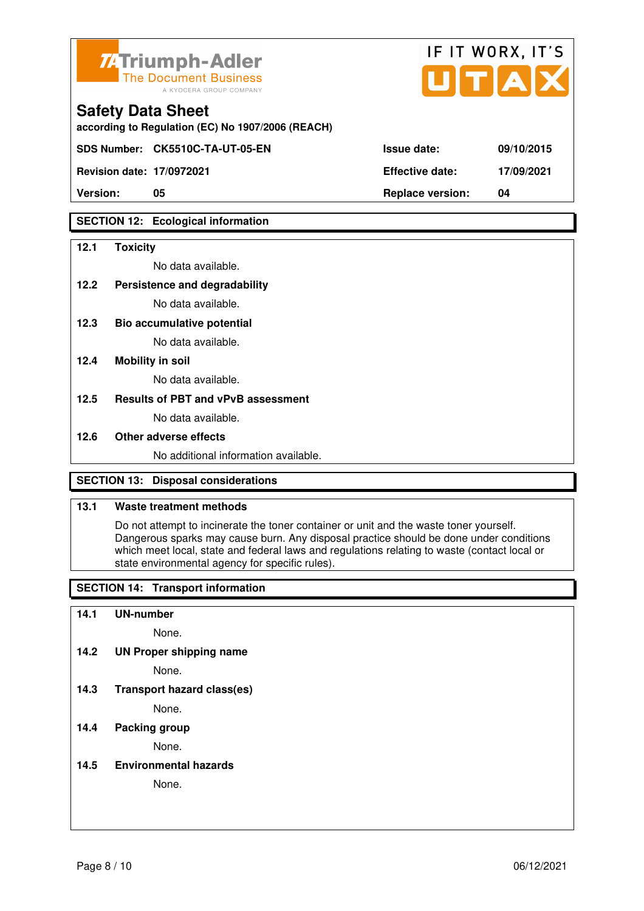Triumph-Adler
The Document Business
A KYOCERA GROUP COMPANY

IF IT WORX, IT'S UTAX

# Safety Data Sheet

according to Regulation (EC) No 1907/2006 (REACH)

| SDS Number: | CK5510C-TA-UT-05-EN | Issue date: | 09/10/2015 |
|---|---|---|---|
| Revision date: | 17/0972021 | Effective date: | 17/09/2021 |
| Version: | 05 | Replace version: | 04 |

## SECTION 12: Ecological information

**12.1 Toxicity**

No data available.

**12.2 Persistence and degradability**

No data available.

**12.3 Bio accumulative potential**

No data available.

**12.4 Mobility in soil**

No data available.

**12.5 Results of PBT and vPvB assessment**

No data available.

**12.6 Other adverse effects**

No additional information available.

## SECTION 13: Disposal considerations

**13.1 Waste treatment methods**

Do not attempt to incinerate the toner container or unit and the waste toner yourself. Dangerous sparks may cause burn. Any disposal practice should be done under conditions which meet local, state and federal laws and regulations relating to waste (contact local or state environmental agency for specific rules).

## SECTION 14: Transport information

**14.1 UN-number**

None.

**14.2 UN Proper shipping name**

None.

**14.3 Transport hazard class(es)**

None.

**14.4 Packing group**

None.

**14.5 Environmental hazards**

None.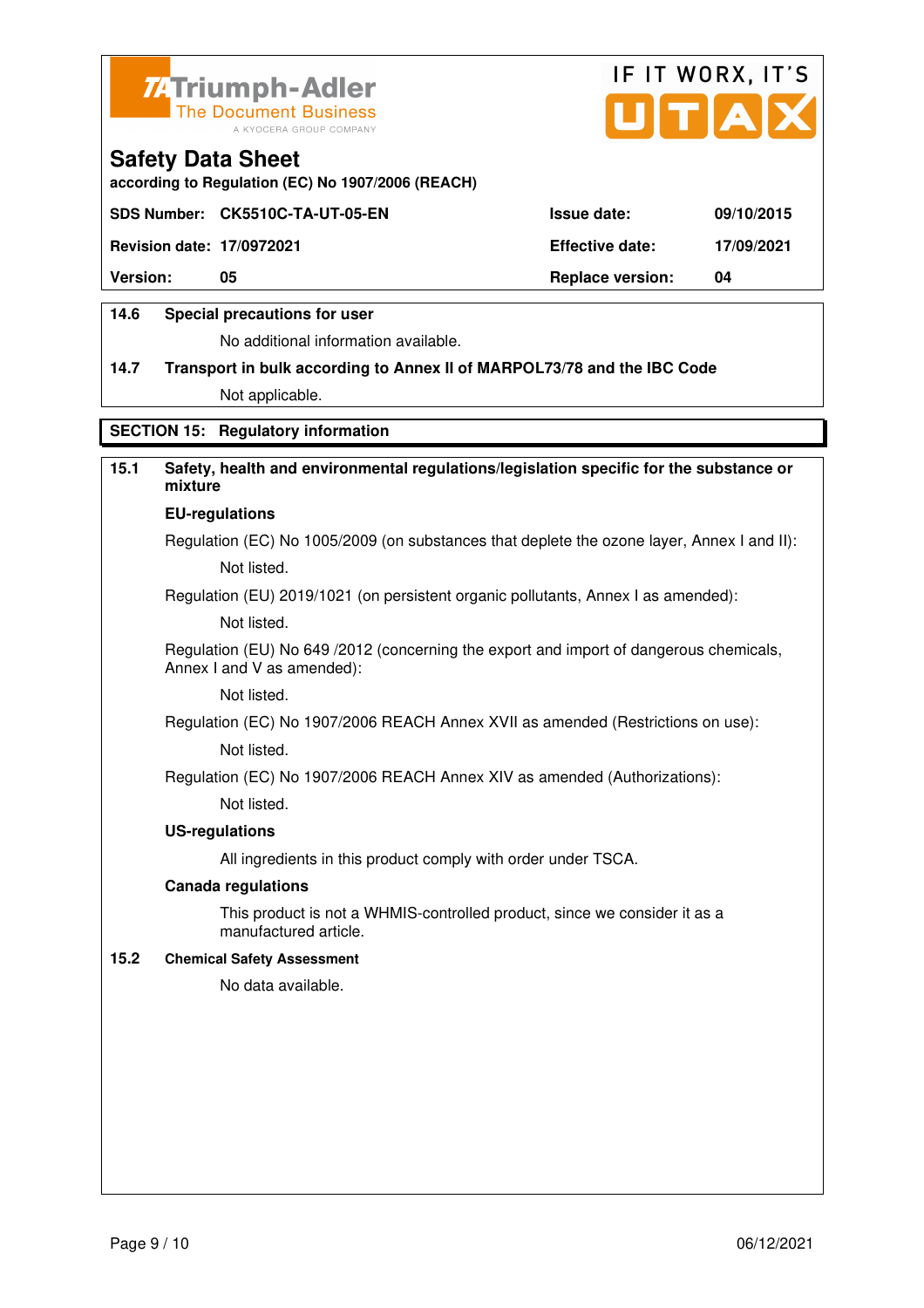**Safety Data Sheet**
according to Regulation (EC) No 1907/2006 (REACH)

| SDS Number: CK5510C-TA-UT-05-EN | | Issue date: | 09/10/2015 |
|---|---|---|---|
| Revision date: | 17/0972021 | Effective date: | 17/09/2021 |
| Version: | 05 | Replace version: | 04 |

**14.6 Special precautions for user**

No additional information available.

**14.7 Transport in bulk according to Annex II of MARPOL73/78 and the IBC Code**

Not applicable.

## SECTION 15: Regulatory information

**15.1 Safety, health and environmental regulations/legislation specific for the substance or mixture**

**EU-regulations**

Regulation (EC) No 1005/2009 (on substances that deplete the ozone layer, Annex I and II):

Not listed.

Regulation (EU) 2019/1021 (on persistent organic pollutants, Annex I as amended):

Not listed.

Regulation (EU) No 649 /2012 (concerning the export and import of dangerous chemicals, Annex I and V as amended):

Not listed.

Regulation (EC) No 1907/2006 REACH Annex XVII as amended (Restrictions on use):

Not listed.

Regulation (EC) No 1907/2006 REACH Annex XIV as amended (Authorizations):

Not listed.

**US-regulations**

All ingredients in this product comply with order under TSCA.

**Canada regulations**

This product is not a WHMIS-controlled product, since we consider it as a manufactured article.

**15.2 Chemical Safety Assessment**

No data available.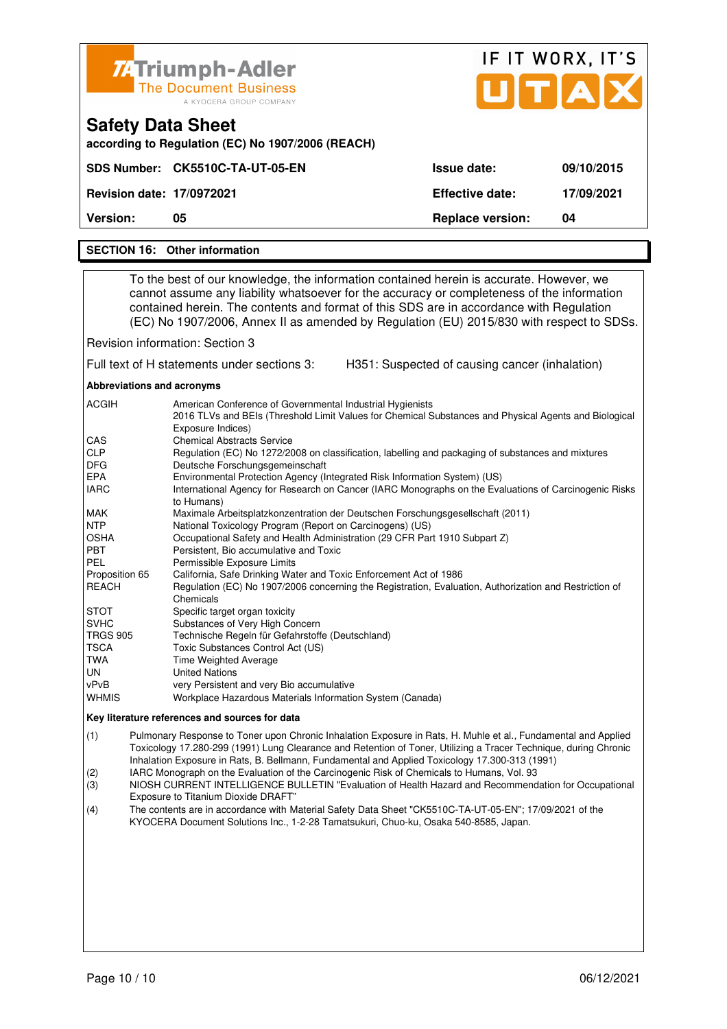# Safety Data Sheet

according to Regulation (EC) No 1907/2006 (REACH)

| SDS Number: | CK5510C-TA-UT-05-EN | Issue date: | 09/10/2015 |
|---|---|---|---|
| Revision date: | 17/0972021 | Effective date: | 17/09/2021 |
| Version: | 05 | Replace version: | 04 |

## SECTION 16: Other information

To the best of our knowledge, the information contained herein is accurate. However, we cannot assume any liability whatsoever for the accuracy or completeness of the information contained herein. The contents and format of this SDS are in accordance with Regulation (EC) No 1907/2006, Annex II as amended by Regulation (EU) 2015/830 with respect to SDSs.

Revision information: Section 3

Full text of H statements under sections 3: H351: Suspected of causing cancer (inhalation)

**Abbreviations and acronyms**

| | |
|---|---|
| ACGIH | American Conference of Governmental Industrial Hygienists<br>2016 TLVs and BEIs (Threshold Limit Values for Chemical Substances and Physical Agents and Biological Exposure Indices) |
| CAS | Chemical Abstracts Service |
| CLP | Regulation (EC) No 1272/2008 on classification, labelling and packaging of substances and mixtures |
| DFG | Deutsche Forschungsgemeinschaft |
| EPA | Environmental Protection Agency (Integrated Risk Information System) (US) |
| IARC | International Agency for Research on Cancer (IARC Monographs on the Evaluations of Carcinogenic Risks to Humans) |
| MAK | Maximale Arbeitsplatzkonzentration der Deutschen Forschungsgesellschaft (2011) |
| NTP | National Toxicology Program (Report on Carcinogens) (US) |
| OSHA | Occupational Safety and Health Administration (29 CFR Part 1910 Subpart Z) |
| PBT | Persistent, Bio accumulative and Toxic |
| PEL | Permissible Exposure Limits |
| Proposition 65 | California, Safe Drinking Water and Toxic Enforcement Act of 1986 |
| REACH | Regulation (EC) No 1907/2006 concerning the Registration, Evaluation, Authorization and Restriction of Chemicals |
| STOT | Specific target organ toxicity |
| SVHC | Substances of Very High Concern |
| TRGS 905 | Technische Regeln für Gefahrstoffe (Deutschland) |
| TSCA | Toxic Substances Control Act (US) |
| TWA | Time Weighted Average |
| UN | United Nations |
| vPvB | very Persistent and very Bio accumulative |
| WHMIS | Workplace Hazardous Materials Information System (Canada) |

**Key literature references and sources for data**

(1) Pulmonary Response to Toner upon Chronic Inhalation Exposure in Rats, H. Muhle et al., Fundamental and Applied Toxicology 17.280-299 (1991) Lung Clearance and Retention of Toner, Utilizing a Tracer Technique, during Chronic Inhalation Exposure in Rats, B. Bellmann, Fundamental and Applied Toxicology 17.300-313 (1991)

(2) IARC Monograph on the Evaluation of the Carcinogenic Risk of Chemicals to Humans, Vol. 93

(3) NIOSH CURRENT INTELLIGENCE BULLETIN "Evaluation of Health Hazard and Recommendation for Occupational Exposure to Titanium Dioxide DRAFT"

(4) The contents are in accordance with Material Safety Data Sheet "CK5510C-TA-UT-05-EN"; 17/09/2021 of the KYOCERA Document Solutions Inc., 1-2-28 Tamatsukuri, Chuo-ku, Osaka 540-8585, Japan.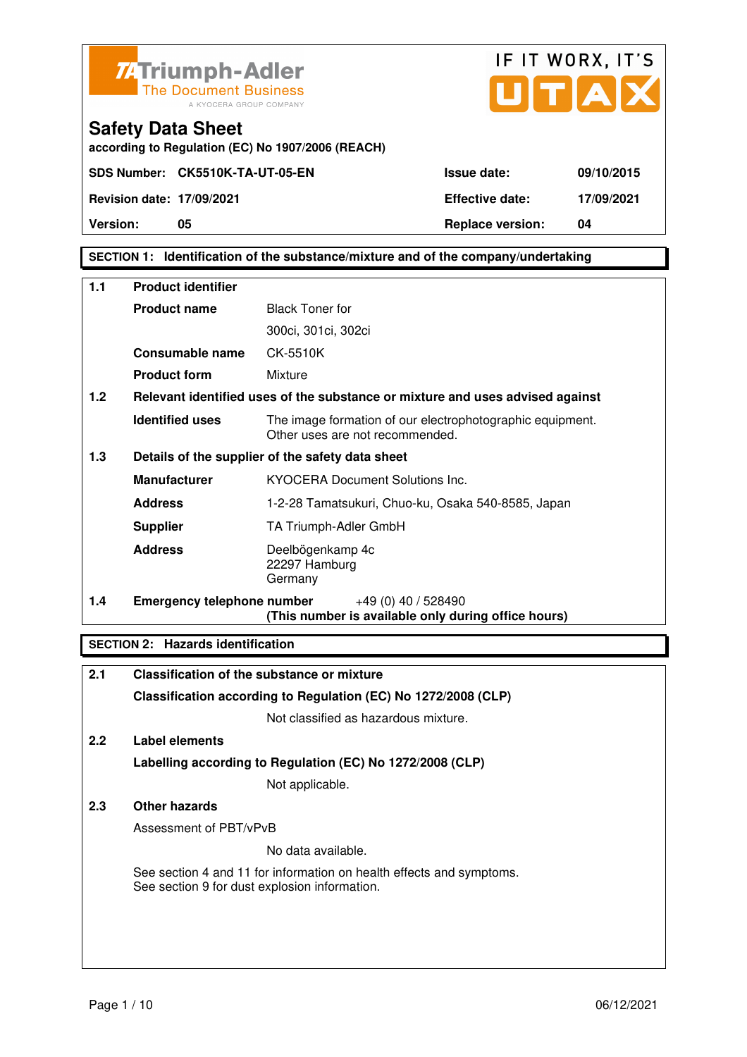**Triumph-Adler** The Document Business
A KYOCERA GROUP COMPANY

IF IT WORX, IT'S UTAX

# Safety Data Sheet

according to Regulation (EC) No 1907/2006 (REACH)

| | | | |
|---|---|---|---|
| **SDS Number:** | **CK5510K-TA-UT-05-EN** | **Issue date:** | **09/10/2015** |
| **Revision date:** | **17/09/2021** | **Effective date:** | **17/09/2021** |
| **Version:** | **05** | **Replace version:** | **04** |

## SECTION 1: Identification of the substance/mixture and of the company/undertaking

**1.1 Product identifier**

**Product name** Black Toner for 300ci, 301ci, 302ci

**Consumable name** CK-5510K

**Product form** Mixture

**1.2 Relevant identified uses of the substance or mixture and uses advised against**

**Identified uses** The image formation of our electrophotographic equipment. Other uses are not recommended.

**1.3 Details of the supplier of the safety data sheet**

**Manufacturer** KYOCERA Document Solutions Inc.

**Address** 1-2-28 Tamatsukuri, Chuo-ku, Osaka 540-8585, Japan

**Supplier** TA Triumph-Adler GmbH

**Address** Deelbögenkamp 4c
22297 Hamburg
Germany

**1.4 Emergency telephone number** +49 (0) 40 / 528490
**(This number is available only during office hours)**

## SECTION 2: Hazards identification

**2.1 Classification of the substance or mixture**

**Classification according to Regulation (EC) No 1272/2008 (CLP)**

Not classified as hazardous mixture.

**2.2 Label elements**

**Labelling according to Regulation (EC) No 1272/2008 (CLP)**

Not applicable.

**2.3 Other hazards**

Assessment of PBT/vPvB

No data available.

See section 4 and 11 for information on health effects and symptoms.
See section 9 for dust explosion information.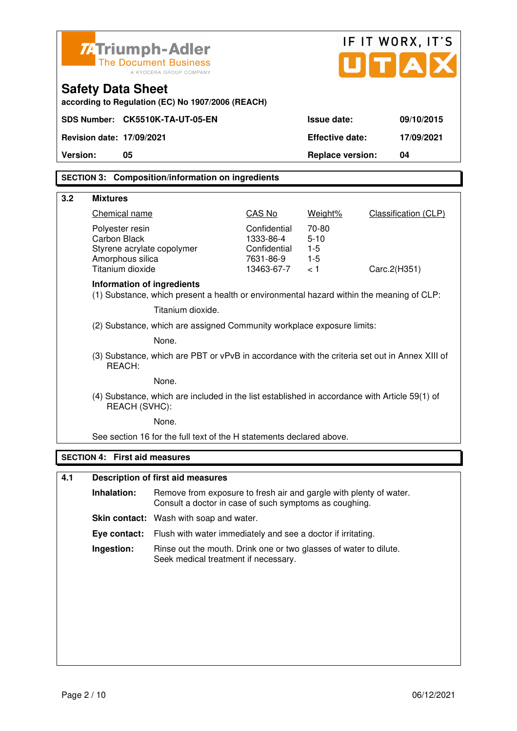## Safety Data Sheet

according to Regulation (EC) No 1907/2006 (REACH)

| SDS Number: | CK5510K-TA-UT-05-EN | Issue date: | 09/10/2015 |
|---|---|---|---|
| Revision date: | 17/09/2021 | Effective date: | 17/09/2021 |
| Version: | 05 | Replace version: | 04 |

## SECTION 3: Composition/information on ingredients

### 3.2 Mixtures

| Chemical name | CAS No | Weight% | Classification (CLP) |
|---|---|---|---|
| Polyester resin | Confidential | 70-80 | |
| Carbon Black | 1333-86-4 | 5-10 | |
| Styrene acrylate copolymer | Confidential | 1-5 | |
| Amorphous silica | 7631-86-9 | 1-5 | |
| Titanium dioxide | 13463-67-7 | < 1 | Carc.2(H351) |

**Information of ingredients**

(1) Substance, which present a health or environmental hazard within the meaning of CLP:

Titanium dioxide.

(2) Substance, which are assigned Community workplace exposure limits:

None.

(3) Substance, which are PBT or vPvB in accordance with the criteria set out in Annex XIII of REACH:

None.

(4) Substance, which are included in the list established in accordance with Article 59(1) of REACH (SVHC):

None.

See section 16 for the full text of the H statements declared above.

## SECTION 4: First aid measures

### 4.1 Description of first aid measures

**Inhalation:** Remove from exposure to fresh air and gargle with plenty of water. Consult a doctor in case of such symptoms as coughing.

**Skin contact:** Wash with soap and water.

**Eye contact:** Flush with water immediately and see a doctor if irritating.

**Ingestion:** Rinse out the mouth. Drink one or two glasses of water to dilute. Seek medical treatment if necessary.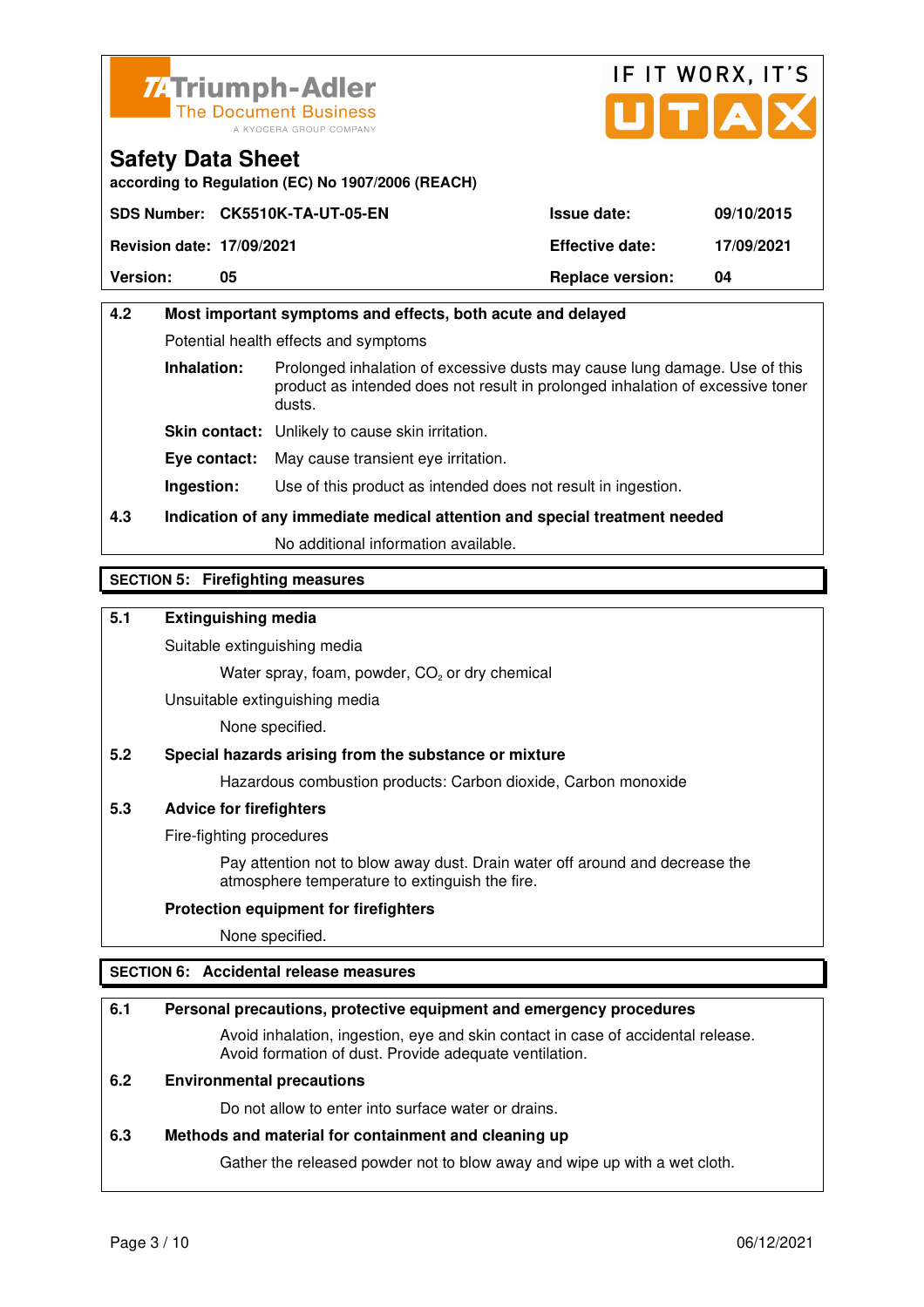**Safety Data Sheet**
**according to Regulation (EC) No 1907/2006 (REACH)**

| **SDS Number:** | **CK5510K-TA-UT-05-EN** | **Issue date:** | **09/10/2015** |
|---|---|---|---|
| **Revision date:** | **17/09/2021** | **Effective date:** | **17/09/2021** |
| **Version:** | **05** | **Replace version:** | **04** |

### 4.2 Most important symptoms and effects, both acute and delayed

Potential health effects and symptoms

**Inhalation:** Prolonged inhalation of excessive dusts may cause lung damage. Use of this product as intended does not result in prolonged inhalation of excessive toner dusts.

**Skin contact:** Unlikely to cause skin irritation.

**Eye contact:** May cause transient eye irritation.

**Ingestion:** Use of this product as intended does not result in ingestion.

### 4.3 Indication of any immediate medical attention and special treatment needed

No additional information available.

## SECTION 5: Firefighting measures

### 5.1 Extinguishing media

Suitable extinguishing media

Water spray, foam, powder, $CO_2$ or dry chemical

Unsuitable extinguishing media

None specified.

### 5.2 Special hazards arising from the substance or mixture

Hazardous combustion products: Carbon dioxide, Carbon monoxide

### 5.3 Advice for firefighters

Fire-fighting procedures

Pay attention not to blow away dust. Drain water off around and decrease the atmosphere temperature to extinguish the fire.

**Protection equipment for firefighters**

None specified.

## SECTION 6: Accidental release measures

### 6.1 Personal precautions, protective equipment and emergency procedures

Avoid inhalation, ingestion, eye and skin contact in case of accidental release. Avoid formation of dust. Provide adequate ventilation.

### 6.2 Environmental precautions

Do not allow to enter into surface water or drains.

### 6.3 Methods and material for containment and cleaning up

Gather the released powder not to blow away and wipe up with a wet cloth.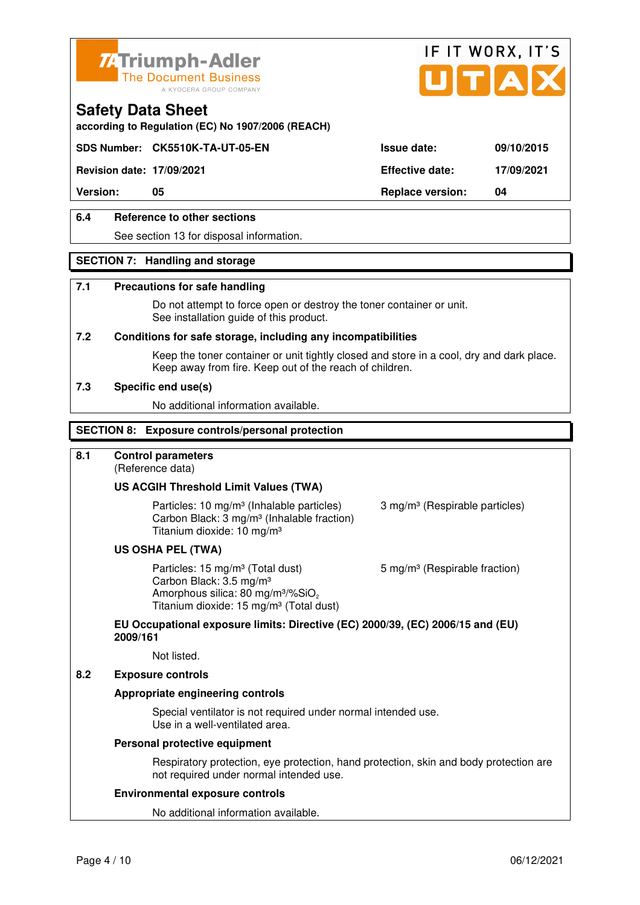## Safety Data Sheet

according to Regulation (EC) No 1907/2006 (REACH)

| SDS Number: | CK5510K-TA-UT-05-EN | Issue date: | 09/10/2015 |
|---|---|---|---|
| Revision date: | 17/09/2021 | Effective date: | 17/09/2021 |
| Version: | 05 | Replace version: | 04 |

### 6.4 Reference to other sections

See section 13 for disposal information.

## SECTION 7: Handling and storage

### 7.1 Precautions for safe handling

Do not attempt to force open or destroy the toner container or unit.
See installation guide of this product.

### 7.2 Conditions for safe storage, including any incompatibilities

Keep the toner container or unit tightly closed and store in a cool, dry and dark place.
Keep away from fire. Keep out of the reach of children.

### 7.3 Specific end use(s)

No additional information available.

## SECTION 8: Exposure controls/personal protection

### 8.1 Control parameters

(Reference data)

**US ACGIH Threshold Limit Values (TWA)**

Particles: 10 mg/m³ (Inhalable particles) 3 mg/m³ (Respirable particles)
Carbon Black: 3 mg/m³ (Inhalable fraction)
Titanium dioxide: 10 mg/m³

**US OSHA PEL (TWA)**

Particles: 15 mg/m³ (Total dust) 5 mg/m³ (Respirable fraction)
Carbon Black: 3.5 mg/m³
Amorphous silica: 80 mg/m³/%$SiO_2$
Titanium dioxide: 15 mg/m³ (Total dust)

**EU Occupational exposure limits: Directive (EC) 2000/39, (EC) 2006/15 and (EU) 2009/161**

Not listed.

### 8.2 Exposure controls

**Appropriate engineering controls**

Special ventilator is not required under normal intended use.
Use in a well-ventilated area.

**Personal protective equipment**

Respiratory protection, eye protection, hand protection, skin and body protection are not required under normal intended use.

**Environmental exposure controls**

No additional information available.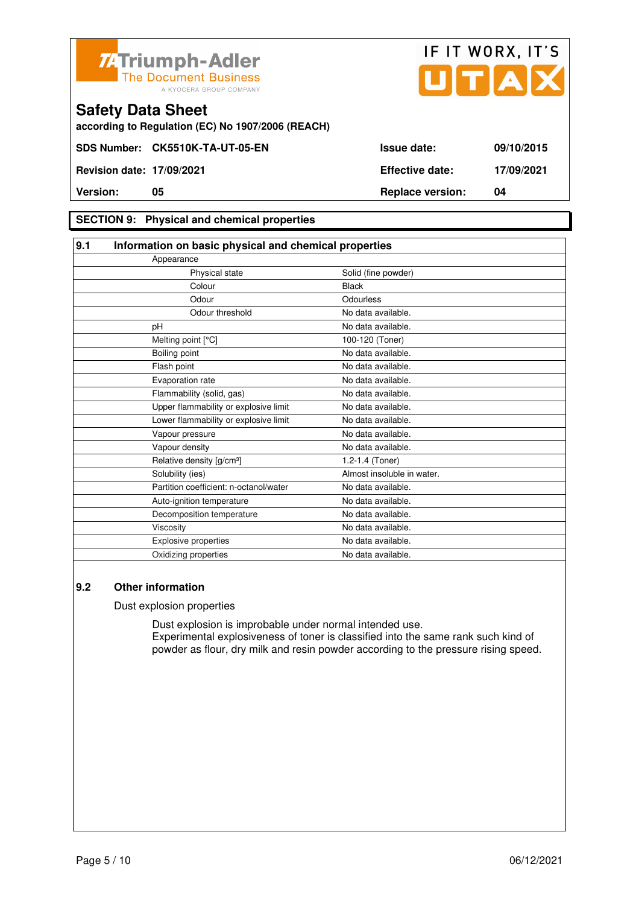**Safety Data Sheet**

according to Regulation (EC) No 1907/2006 (REACH)

| | | | |
|---|---|---|---|
| **SDS Number:** | **CK5510K-TA-UT-05-EN** | **Issue date:** | **09/10/2015** |
| **Revision date:** | **17/09/2021** | **Effective date:** | **17/09/2021** |
| **Version:** | **05** | **Replace version:** | **04** |

## SECTION 9: Physical and chemical properties

### 9.1 Information on basic physical and chemical properties

| Property | Value |
|---|---|
| Appearance | |
| Physical state | Solid (fine powder) |
| Colour | Black |
| Odour | Odourless |
| Odour threshold | No data available. |
| pH | No data available. |
| Melting point [°C] | 100-120 (Toner) |
| Boiling point | No data available. |
| Flash point | No data available. |
| Evaporation rate | No data available. |
| Flammability (solid, gas) | No data available. |
| Upper flammability or explosive limit | No data available. |
| Lower flammability or explosive limit | No data available. |
| Vapour pressure | No data available. |
| Vapour density | No data available. |
| Relative density [g/cm³] | 1.2-1.4 (Toner) |
| Solubility (ies) | Almost insoluble in water. |
| Partition coefficient: n-octanol/water | No data available. |
| Auto-ignition temperature | No data available. |
| Decomposition temperature | No data available. |
| Viscosity | No data available. |
| Explosive properties | No data available. |
| Oxidizing properties | No data available. |

### 9.2 Other information

Dust explosion properties

Dust explosion is improbable under normal intended use.
Experimental explosiveness of toner is classified into the same rank such kind of powder as flour, dry milk and resin powder according to the pressure rising speed.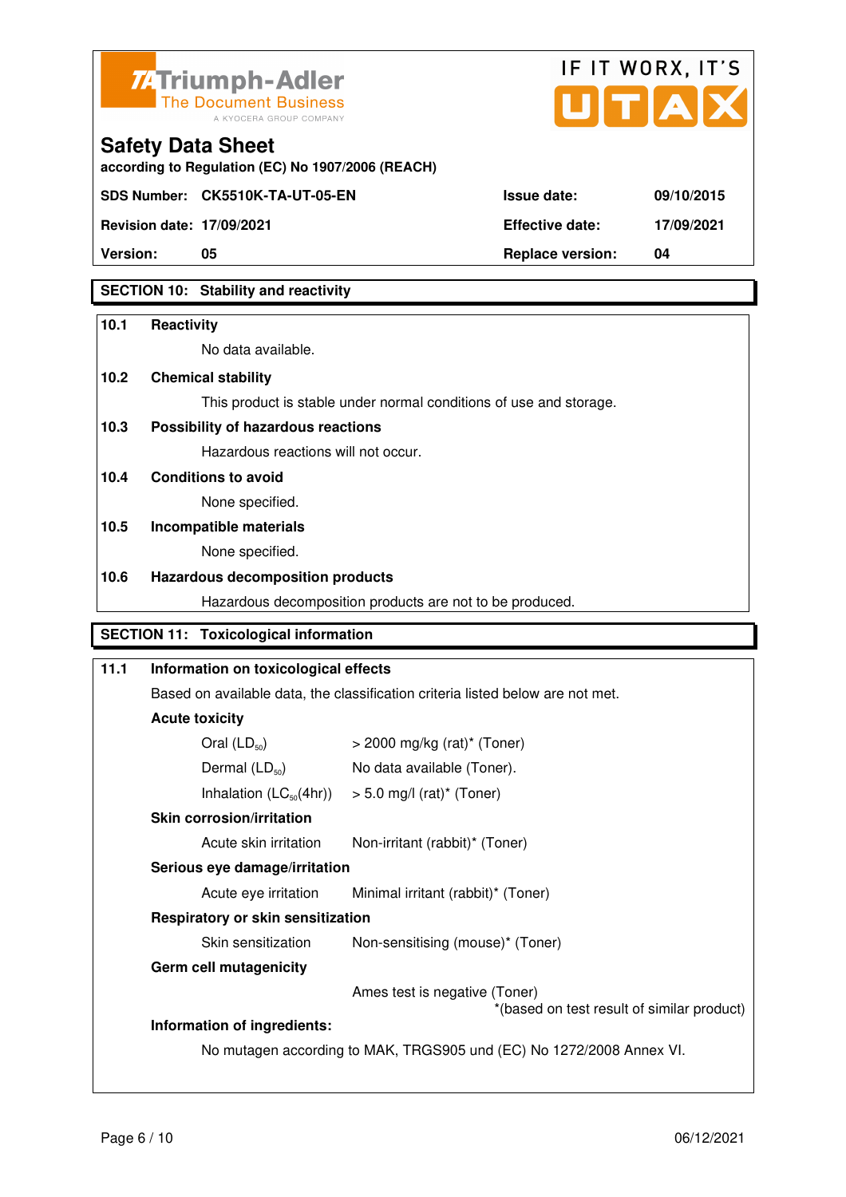# Safety Data Sheet

according to Regulation (EC) No 1907/2006 (REACH)

| | | | |
|---|---|---|---|
| **SDS Number:** | **CK5510K-TA-UT-05-EN** | **Issue date:** | **09/10/2015** |
| **Revision date:** | **17/09/2021** | **Effective date:** | **17/09/2021** |
| **Version:** | **05** | **Replace version:** | **04** |

## SECTION 10: Stability and reactivity

**10.1 Reactivity**

No data available.

**10.2 Chemical stability**

This product is stable under normal conditions of use and storage.

**10.3 Possibility of hazardous reactions**

Hazardous reactions will not occur.

**10.4 Conditions to avoid**

None specified.

**10.5 Incompatible materials**

None specified.

**10.6 Hazardous decomposition products**

Hazardous decomposition products are not to be produced.

## SECTION 11: Toxicological information

**11.1 Information on toxicological effects**

Based on available data, the classification criteria listed below are not met.

**Acute toxicity**

| | |
|---|---|
| Oral ($LD_{50}$) | > 2000 mg/kg (rat)* (Toner) |
| Dermal ($LD_{50}$) | No data available (Toner). |
| Inhalation ($LC_{50}$(4hr)) | > 5.0 mg/l (rat)* (Toner) |

**Skin corrosion/irritation**

| | |
|---|---|
| Acute skin irritation | Non-irritant (rabbit)* (Toner) |

**Serious eye damage/irritation**

| | |
|---|---|
| Acute eye irritation | Minimal irritant (rabbit)* (Toner) |

**Respiratory or skin sensitization**

| | |
|---|---|
| Skin sensitization | Non-sensitising (mouse)* (Toner) |

**Germ cell mutagenicity**

Ames test is negative (Toner)

*(based on test result of similar product)

**Information of ingredients:**

No mutagen according to MAK, TRGS905 und (EC) No 1272/2008 Annex VI.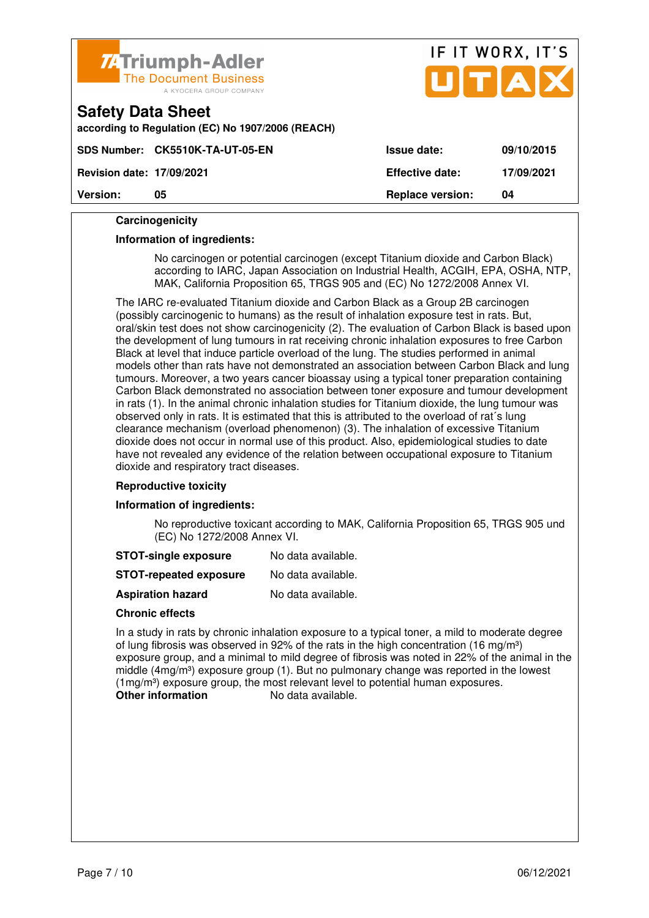#### Carcinogenicity

**Information of ingredients:**

No carcinogen or potential carcinogen (except Titanium dioxide and Carbon Black) according to IARC, Japan Association on Industrial Health, ACGIH, EPA, OSHA, NTP, MAK, California Proposition 65, TRGS 905 and (EC) No 1272/2008 Annex VI.

The IARC re-evaluated Titanium dioxide and Carbon Black as a Group 2B carcinogen (possibly carcinogenic to humans) as the result of inhalation exposure test in rats. But, oral/skin test does not show carcinogenicity (2). The evaluation of Carbon Black is based upon the development of lung tumours in rat receiving chronic inhalation exposures to free Carbon Black at level that induce particle overload of the lung. The studies performed in animal models other than rats have not demonstrated an association between Carbon Black and lung tumours. Moreover, a two years cancer bioassay using a typical toner preparation containing Carbon Black demonstrated no association between toner exposure and tumour development in rats (1). In the animal chronic inhalation studies for Titanium dioxide, the lung tumour was observed only in rats. It is estimated that this is attributed to the overload of rat´s lung clearance mechanism (overload phenomenon) (3). The inhalation of excessive Titanium dioxide does not occur in normal use of this product. Also, epidemiological studies to date have not revealed any evidence of the relation between occupational exposure to Titanium dioxide and respiratory tract diseases.

#### Reproductive toxicity

**Information of ingredients:**

No reproductive toxicant according to MAK, California Proposition 65, TRGS 905 und (EC) No 1272/2008 Annex VI.

**STOT-single exposure** No data available.

**STOT-repeated exposure** No data available.

**Aspiration hazard** No data available.

#### Chronic effects

In a study in rats by chronic inhalation exposure to a typical toner, a mild to moderate degree of lung fibrosis was observed in 92% of the rats in the high concentration (16 mg/m³) exposure group, and a minimal to mild degree of fibrosis was noted in 22% of the animal in the middle (4mg/m³) exposure group (1). But no pulmonary change was reported in the lowest (1mg/m³) exposure group, the most relevant level to potential human exposures.

**Other information** No data available.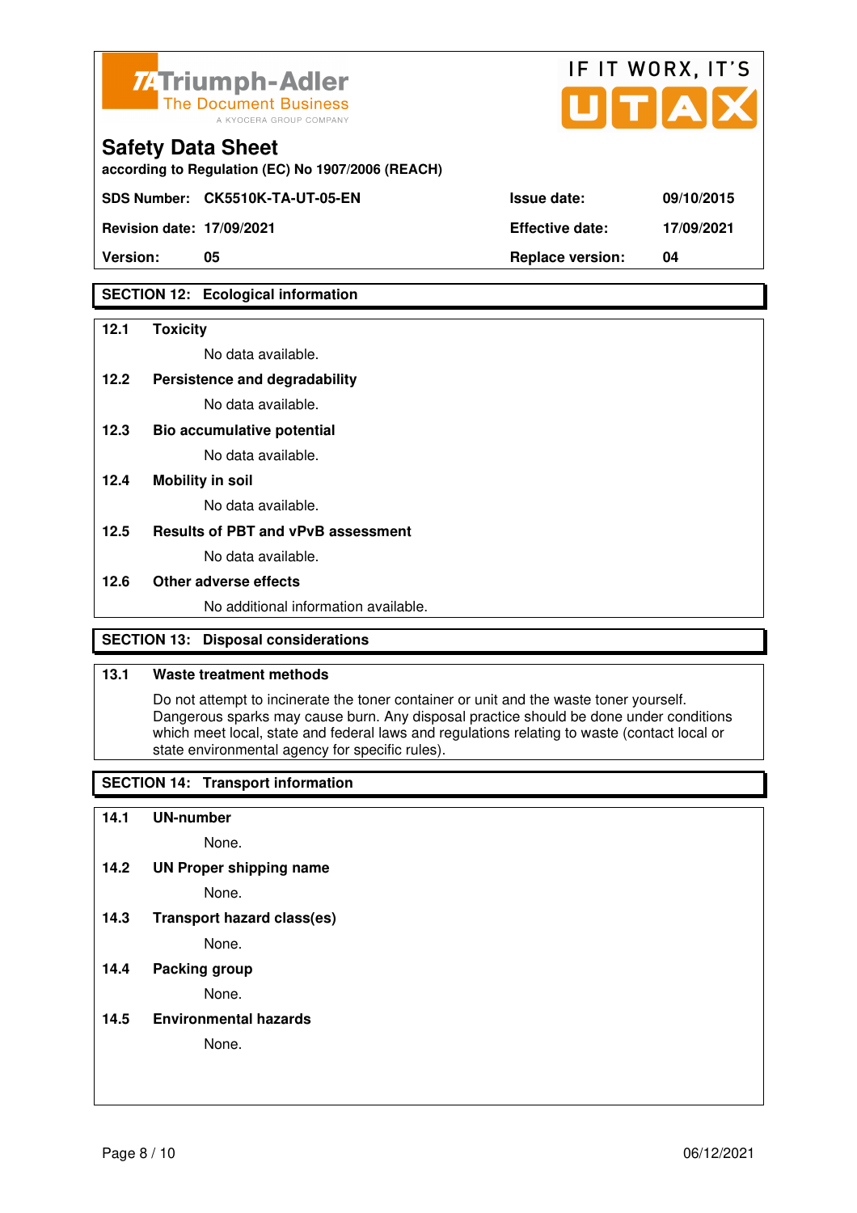## SECTION 12: Ecological information

**12.1 Toxicity**

No data available.

**12.2 Persistence and degradability**

No data available.

**12.3 Bio accumulative potential**

No data available.

**12.4 Mobility in soil**

No data available.

**12.5 Results of PBT and vPvB assessment**

No data available.

**12.6 Other adverse effects**

No additional information available.

## SECTION 13: Disposal considerations

**13.1 Waste treatment methods**

Do not attempt to incinerate the toner container or unit and the waste toner yourself. Dangerous sparks may cause burn. Any disposal practice should be done under conditions which meet local, state and federal laws and regulations relating to waste (contact local or state environmental agency for specific rules).

## SECTION 14: Transport information

**14.1 UN-number**

None.

**14.2 UN Proper shipping name**

None.

**14.3 Transport hazard class(es)**

None.

**14.4 Packing group**

None.

**14.5 Environmental hazards**

None.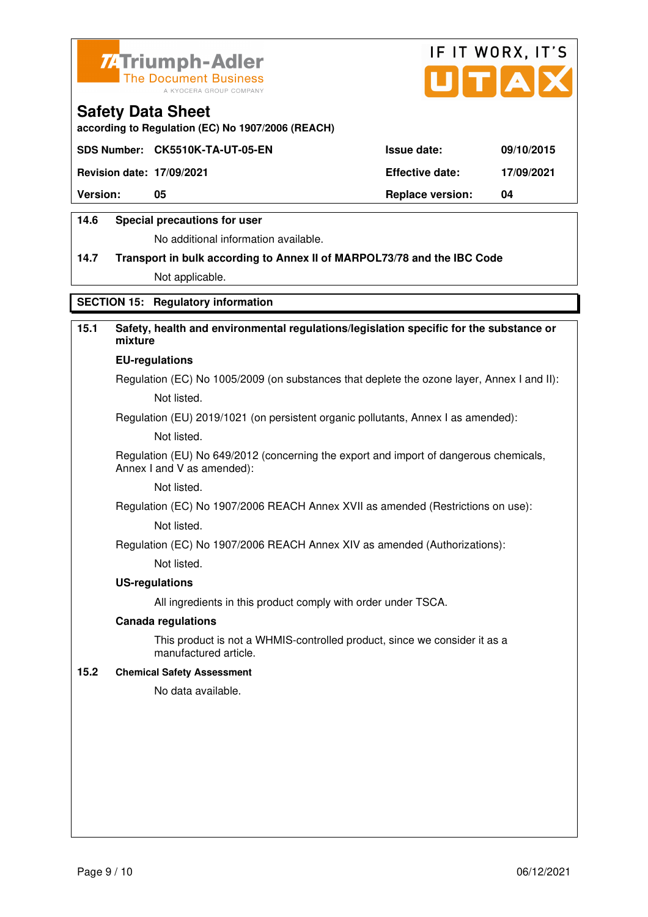| SDS Number: | CK5510K-TA-UT-05-EN | Issue date: | 09/10/2015 |
|---|---|---|---|
| Revision date: | 17/09/2021 | Effective date: | 17/09/2021 |
| Version: | 05 | Replace version: | 04 |

**14.6 Special precautions for user**

No additional information available.

**14.7 Transport in bulk according to Annex II of MARPOL73/78 and the IBC Code**

Not applicable.

## SECTION 15: Regulatory information

**15.1 Safety, health and environmental regulations/legislation specific for the substance or mixture**

**EU-regulations**

Regulation (EC) No 1005/2009 (on substances that deplete the ozone layer, Annex I and II):

Not listed.

Regulation (EU) 2019/1021 (on persistent organic pollutants, Annex I as amended):

Not listed.

Regulation (EU) No 649/2012 (concerning the export and import of dangerous chemicals, Annex I and V as amended):

Not listed.

Regulation (EC) No 1907/2006 REACH Annex XVII as amended (Restrictions on use):

Not listed.

Regulation (EC) No 1907/2006 REACH Annex XIV as amended (Authorizations):

Not listed.

**US-regulations**

All ingredients in this product comply with order under TSCA.

**Canada regulations**

This product is not a WHMIS-controlled product, since we consider it as a manufactured article.

**15.2 Chemical Safety Assessment**

No data available.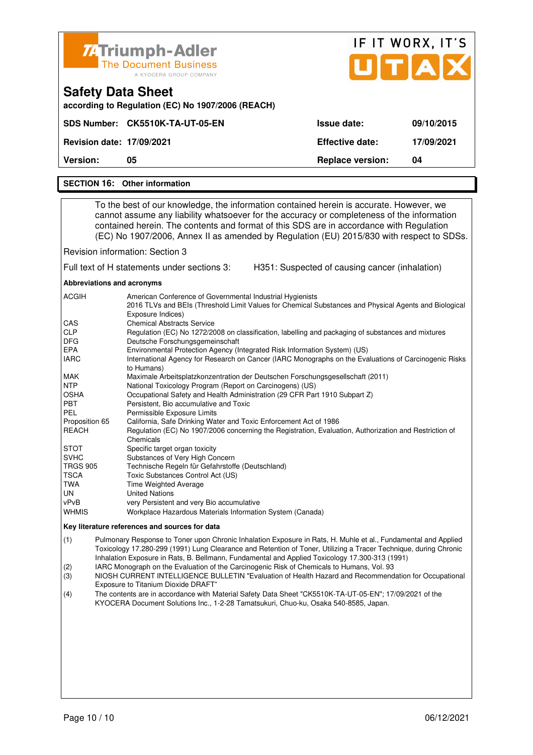**Triumph-Adler** The Document Business — A KYOCERA GROUP COMPANY

IF IT WORX, IT'S UTAX

# Safety Data Sheet

**according to Regulation (EC) No 1907/2006 (REACH)**

| | | | |
|---|---|---|---|
| **SDS Number:** | **CK5510K-TA-UT-05-EN** | **Issue date:** | **09/10/2015** |
| **Revision date:** | **17/09/2021** | **Effective date:** | **17/09/2021** |
| **Version:** | **05** | **Replace version:** | **04** |

## SECTION 16: Other information

To the best of our knowledge, the information contained herein is accurate. However, we cannot assume any liability whatsoever for the accuracy or completeness of the information contained herein. The contents and format of this SDS are in accordance with Regulation (EC) No 1907/2006, Annex II as amended by Regulation (EU) 2015/830 with respect to SDSs.

Revision information: Section 3

Full text of H statements under sections 3: H351: Suspected of causing cancer (inhalation)

**Abbreviations and acronyms**

| | |
|---|---|
| ACGIH | American Conference of Governmental Industrial Hygienists<br>2016 TLVs and BEIs (Threshold Limit Values for Chemical Substances and Physical Agents and Biological Exposure Indices) |
| CAS | Chemical Abstracts Service |
| CLP | Regulation (EC) No 1272/2008 on classification, labelling and packaging of substances and mixtures |
| DFG | Deutsche Forschungsgemeinschaft |
| EPA | Environmental Protection Agency (Integrated Risk Information System) (US) |
| IARC | International Agency for Research on Cancer (IARC Monographs on the Evaluations of Carcinogenic Risks to Humans) |
| MAK | Maximale Arbeitsplatzkonzentration der Deutschen Forschungsgesellschaft (2011) |
| NTP | National Toxicology Program (Report on Carcinogens) (US) |
| OSHA | Occupational Safety and Health Administration (29 CFR Part 1910 Subpart Z) |
| PBT | Persistent, Bio accumulative and Toxic |
| PEL | Permissible Exposure Limits |
| Proposition 65 | California, Safe Drinking Water and Toxic Enforcement Act of 1986 |
| REACH | Regulation (EC) No 1907/2006 concerning the Registration, Evaluation, Authorization and Restriction of Chemicals |
| STOT | Specific target organ toxicity |
| SVHC | Substances of Very High Concern |
| TRGS 905 | Technische Regeln für Gefahrstoffe (Deutschland) |
| TSCA | Toxic Substances Control Act (US) |
| TWA | Time Weighted Average |
| UN | United Nations |
| vPvB | very Persistent and very Bio accumulative |
| WHMIS | Workplace Hazardous Materials Information System (Canada) |

**Key literature references and sources for data**

(1) Pulmonary Response to Toner upon Chronic Inhalation Exposure in Rats, H. Muhle et al., Fundamental and Applied Toxicology 17.280-299 (1991) Lung Clearance and Retention of Toner, Utilizing a Tracer Technique, during Chronic Inhalation Exposure in Rats, B. Bellmann, Fundamental and Applied Toxicology 17.300-313 (1991)

(2) IARC Monograph on the Evaluation of the Carcinogenic Risk of Chemicals to Humans, Vol. 93

(3) NIOSH CURRENT INTELLIGENCE BULLETIN "Evaluation of Health Hazard and Recommendation for Occupational Exposure to Titanium Dioxide DRAFT"

(4) The contents are in accordance with Material Safety Data Sheet "CK5510K-TA-UT-05-EN"; 17/09/2021 of the KYOCERA Document Solutions Inc., 1-2-28 Tamatsukuri, Chuo-ku, Osaka 540-8585, Japan.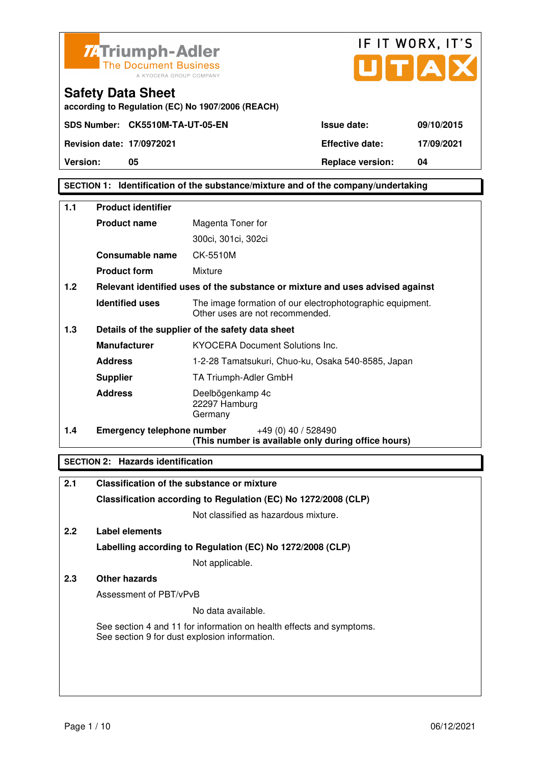Triumph-Adler
The Document Business
A KYOCERA GROUP COMPANY

IF IT WORX, IT'S UTAX

# Safety Data Sheet

according to Regulation (EC) No 1907/2006 (REACH)

| SDS Number: | CK5510M-TA-UT-05-EN | Issue date: | 09/10/2015 |
|---|---|---|---|
| Revision date: | 17/0972021 | Effective date: | 17/09/2021 |
| Version: | 05 | Replace version: | 04 |

## SECTION 1: Identification of the substance/mixture and of the company/undertaking

**1.1 Product identifier**

| | |
|---|---|
| **Product name** | Magenta Toner for 300ci, 301ci, 302ci |
| **Consumable name** | CK-5510M |
| **Product form** | Mixture |

**1.2 Relevant identified uses of the substance or mixture and uses advised against**

| | |
|---|---|
| **Identified uses** | The image formation of our electrophotographic equipment. Other uses are not recommended. |

**1.3 Details of the supplier of the safety data sheet**

| | |
|---|---|
| **Manufacturer** | KYOCERA Document Solutions Inc. |
| **Address** | 1-2-28 Tamatsukuri, Chuo-ku, Osaka 540-8585, Japan |
| **Supplier** | TA Triumph-Adler GmbH |
| **Address** | Deelbögenkamp 4c<br>22297 Hamburg<br>Germany |

**1.4 Emergency telephone number** +49 (0) 40 / 528490
**(This number is available only during office hours)**

## SECTION 2: Hazards identification

**2.1 Classification of the substance or mixture**

**Classification according to Regulation (EC) No 1272/2008 (CLP)**

Not classified as hazardous mixture.

**2.2 Label elements**

**Labelling according to Regulation (EC) No 1272/2008 (CLP)**

Not applicable.

**2.3 Other hazards**

Assessment of PBT/vPvB

No data available.

See section 4 and 11 for information on health effects and symptoms.
See section 9 for dust explosion information.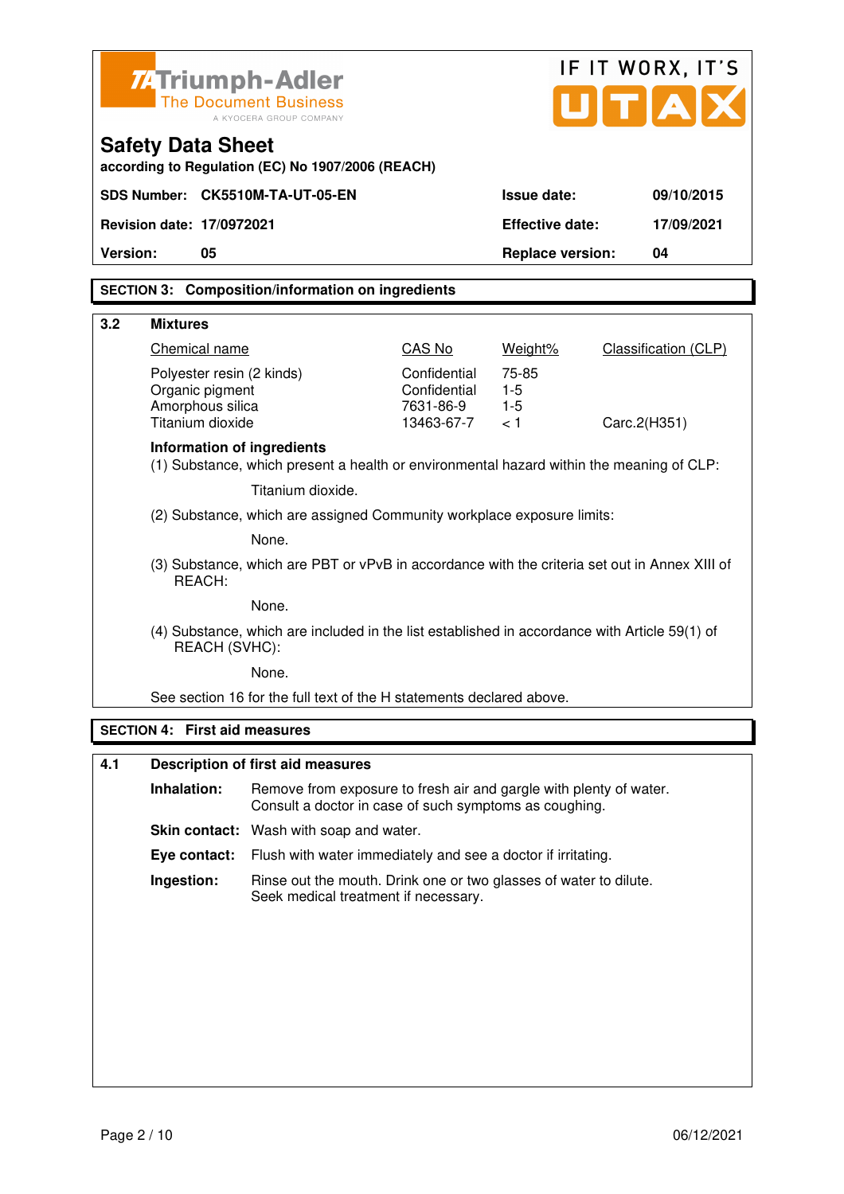## SECTION 3: Composition/information on ingredients

### 3.2 Mixtures

| Chemical name | CAS No | Weight% | Classification (CLP) |
|---|---|---|---|
| Polyester resin (2 kinds) | Confidential | 75-85 | |
| Organic pigment | Confidential | 1-5 | |
| Amorphous silica | 7631-86-9 | 1-5 | |
| Titanium dioxide | 13463-67-7 | < 1 | Carc.2(H351) |

**Information of ingredients**

(1) Substance, which present a health or environmental hazard within the meaning of CLP:

Titanium dioxide.

(2) Substance, which are assigned Community workplace exposure limits:

None.

(3) Substance, which are PBT or vPvB in accordance with the criteria set out in Annex XIII of REACH:

None.

(4) Substance, which are included in the list established in accordance with Article 59(1) of REACH (SVHC):

None.

See section 16 for the full text of the H statements declared above.

## SECTION 4: First aid measures

### 4.1 Description of first aid measures

**Inhalation:** Remove from exposure to fresh air and gargle with plenty of water. Consult a doctor in case of such symptoms as coughing.

**Skin contact:** Wash with soap and water.

**Eye contact:** Flush with water immediately and see a doctor if irritating.

**Ingestion:** Rinse out the mouth. Drink one or two glasses of water to dilute. Seek medical treatment if necessary.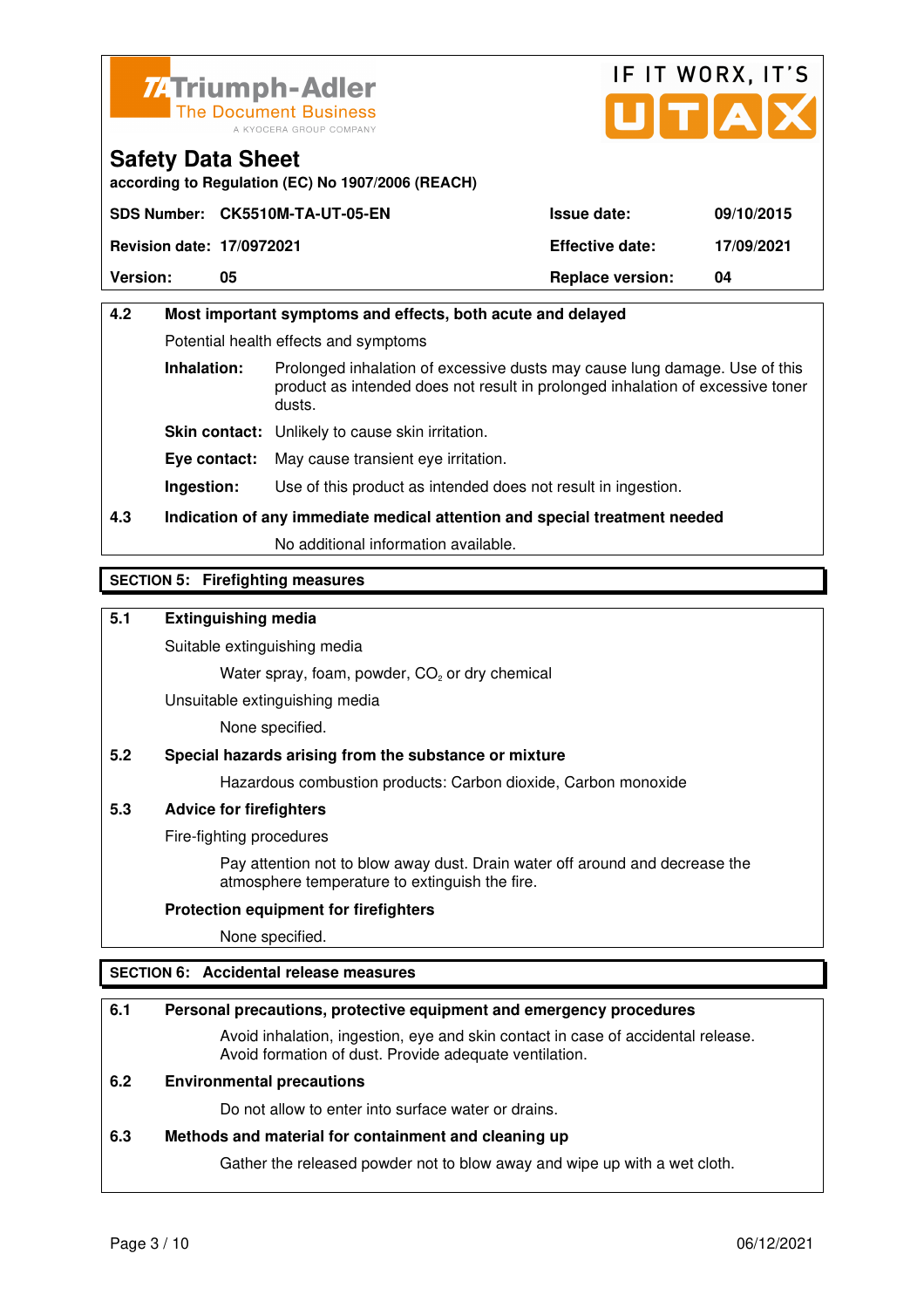Triumph-Adler
The Document Business
A KYOCERA GROUP COMPANY

IF IT WORX, IT'S UTAX

# Safety Data Sheet

according to Regulation (EC) No 1907/2006 (REACH)

| SDS Number: CK5510M-TA-UT-05-EN | Issue date: | 09/10/2015 |
|---|---|---|
| Revision date: 17/0972021 | Effective date: | 17/09/2021 |
| Version: 05 | Replace version: | 04 |

### 4.2 Most important symptoms and effects, both acute and delayed

Potential health effects and symptoms

**Inhalation:** Prolonged inhalation of excessive dusts may cause lung damage. Use of this product as intended does not result in prolonged inhalation of excessive toner dusts.

**Skin contact:** Unlikely to cause skin irritation.

**Eye contact:** May cause transient eye irritation.

**Ingestion:** Use of this product as intended does not result in ingestion.

### 4.3 Indication of any immediate medical attention and special treatment needed

No additional information available.

## SECTION 5: Firefighting measures

### 5.1 Extinguishing media

Suitable extinguishing media

Water spray, foam, powder, $CO_2$ or dry chemical

Unsuitable extinguishing media

None specified.

### 5.2 Special hazards arising from the substance or mixture

Hazardous combustion products: Carbon dioxide, Carbon monoxide

### 5.3 Advice for firefighters

Fire-fighting procedures

Pay attention not to blow away dust. Drain water off around and decrease the atmosphere temperature to extinguish the fire.

**Protection equipment for firefighters**

None specified.

## SECTION 6: Accidental release measures

### 6.1 Personal precautions, protective equipment and emergency procedures

Avoid inhalation, ingestion, eye and skin contact in case of accidental release. Avoid formation of dust. Provide adequate ventilation.

### 6.2 Environmental precautions

Do not allow to enter into surface water or drains.

### 6.3 Methods and material for containment and cleaning up

Gather the released powder not to blow away and wipe up with a wet cloth.

06/12/2021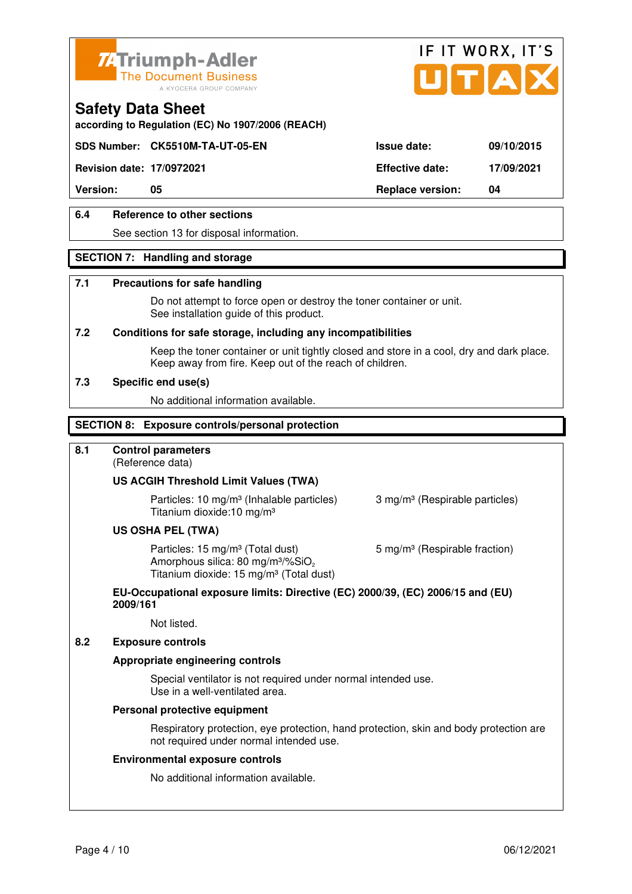**Safety Data Sheet**
according to Regulation (EC) No 1907/2006 (REACH)

| | | | |
|---|---|---|---|
| **SDS Number:** | **CK5510M-TA-UT-05-EN** | **Issue date:** | **09/10/2015** |
| **Revision date:** | **17/0972021** | **Effective date:** | **17/09/2021** |
| **Version:** | **05** | **Replace version:** | **04** |

### 6.4 Reference to other sections

See section 13 for disposal information.

## SECTION 7: Handling and storage

### 7.1 Precautions for safe handling

Do not attempt to force open or destroy the toner container or unit.
See installation guide of this product.

### 7.2 Conditions for safe storage, including any incompatibilities

Keep the toner container or unit tightly closed and store in a cool, dry and dark place.
Keep away from fire. Keep out of the reach of children.

### 7.3 Specific end use(s)

No additional information available.

## SECTION 8: Exposure controls/personal protection

### 8.1 Control parameters

(Reference data)

**US ACGIH Threshold Limit Values (TWA)**

Particles: 10 mg/m³ (Inhalable particles) 3 mg/m³ (Respirable particles)
Titanium dioxide:10 mg/m³

**US OSHA PEL (TWA)**

Particles: 15 mg/m³ (Total dust) 5 mg/m³ (Respirable fraction)
Amorphous silica: 80 mg/m³/%$SiO_2$
Titanium dioxide: 15 mg/m³ (Total dust)

**EU-Occupational exposure limits: Directive (EC) 2000/39, (EC) 2006/15 and (EU) 2009/161**

Not listed.

### 8.2 Exposure controls

**Appropriate engineering controls**

Special ventilator is not required under normal intended use.
Use in a well-ventilated area.

**Personal protective equipment**

Respiratory protection, eye protection, hand protection, skin and body protection are not required under normal intended use.

**Environmental exposure controls**

No additional information available.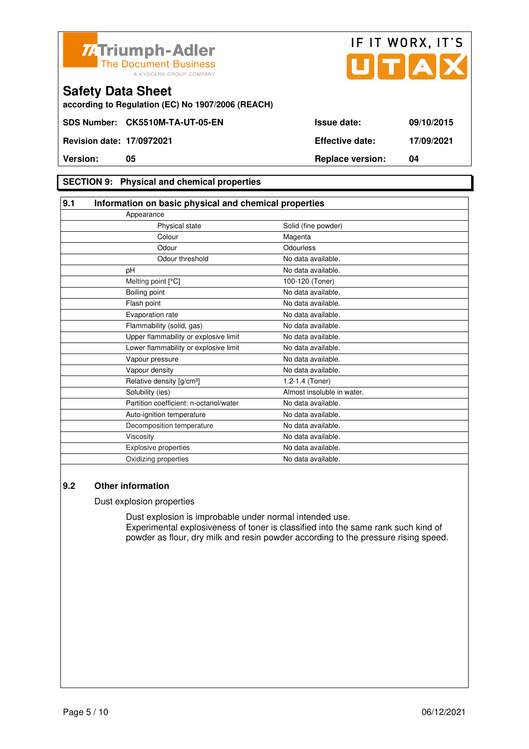# Safety Data Sheet

according to Regulation (EC) No 1907/2006 (REACH)

| | | | |
|---|---|---|---|
| **SDS Number:** | **CK5510M-TA-UT-05-EN** | **Issue date:** | **09/10/2015** |
| **Revision date:** | **17/0972021** | **Effective date:** | **17/09/2021** |
| **Version:** | **05** | **Replace version:** | **04** |

## SECTION 9: Physical and chemical properties

### 9.1 Information on basic physical and chemical properties

| Property | Value |
|---|---|
| Appearance | |
| Physical state | Solid (fine powder) |
| Colour | Magenta |
| Odour | Odourless |
| Odour threshold | No data available. |
| pH | No data available. |
| Melting point [°C] | 100-120 (Toner) |
| Boiling point | No data available. |
| Flash point | No data available. |
| Evaporation rate | No data available. |
| Flammability (solid, gas) | No data available. |
| Upper flammability or explosive limit | No data available. |
| Lower flammability or explosive limit | No data available. |
| Vapour pressure | No data available. |
| Vapour density | No data available. |
| Relative density [g/cm³] | 1.2-1.4 (Toner) |
| Solubility (ies) | Almost insoluble in water. |
| Partition coefficient: n-octanol/water | No data available. |
| Auto-ignition temperature | No data available. |
| Decomposition temperature | No data available. |
| Viscosity | No data available. |
| Explosive properties | No data available. |
| Oxidizing properties | No data available. |

### 9.2 Other information

Dust explosion properties

Dust explosion is improbable under normal intended use.
Experimental explosiveness of toner is classified into the same rank such kind of powder as flour, dry milk and resin powder according to the pressure rising speed.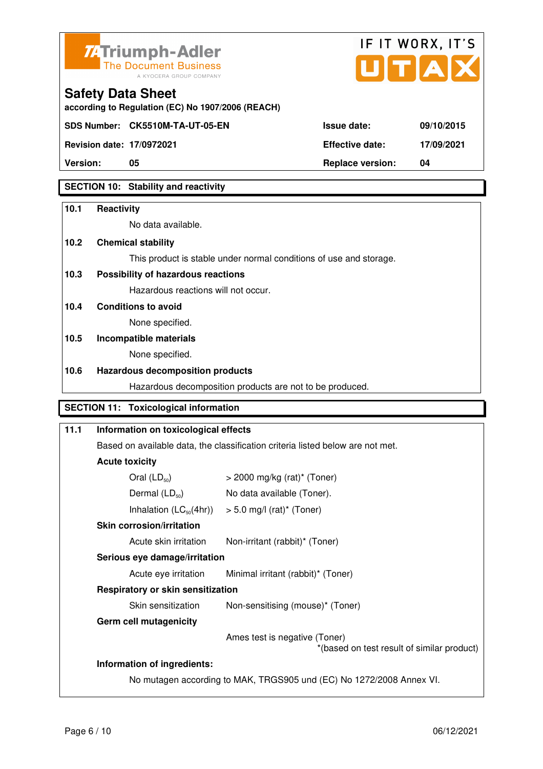## SECTION 10: Stability and reactivity

**10.1 Reactivity**

No data available.

**10.2 Chemical stability**

This product is stable under normal conditions of use and storage.

**10.3 Possibility of hazardous reactions**

Hazardous reactions will not occur.

**10.4 Conditions to avoid**

None specified.

**10.5 Incompatible materials**

None specified.

**10.6 Hazardous decomposition products**

Hazardous decomposition products are not to be produced.

## SECTION 11: Toxicological information

**11.1 Information on toxicological effects**

Based on available data, the classification criteria listed below are not met.

**Acute toxicity**

| | |
|---|---|
| Oral ($LD_{50}$) | > 2000 mg/kg (rat)* (Toner) |
| Dermal ($LD_{50}$) | No data available (Toner). |
| Inhalation ($LC_{50}$(4hr)) | > 5.0 mg/l (rat)* (Toner) |

**Skin corrosion/irritation**

| | |
|---|---|
| Acute skin irritation | Non-irritant (rabbit)* (Toner) |

**Serious eye damage/irritation**

| | |
|---|---|
| Acute eye irritation | Minimal irritant (rabbit)* (Toner) |

**Respiratory or skin sensitization**

| | |
|---|---|
| Skin sensitization | Non-sensitising (mouse)* (Toner) |

**Germ cell mutagenicity**

Ames test is negative (Toner)

*(based on test result of similar product)

**Information of ingredients:**

No mutagen according to MAK, TRGS905 und (EC) No 1272/2008 Annex VI.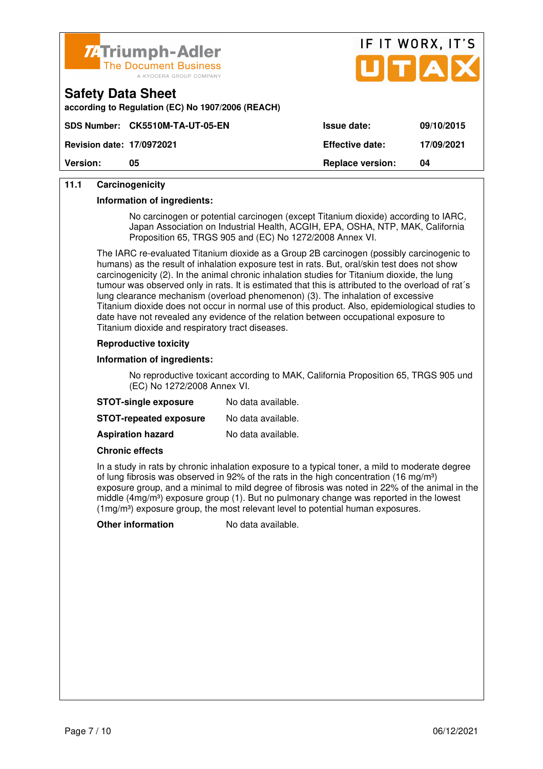**Safety Data Sheet**
according to Regulation (EC) No 1907/2006 (REACH)

| SDS Number: | CK5510M-TA-UT-05-EN | Issue date: | 09/10/2015 |
|---|---|---|---|
| Revision date: | 17/0972021 | Effective date: | 17/09/2021 |
| Version: | 05 | Replace version: | 04 |

### 11.1 Carcinogenicity

**Information of ingredients:**

No carcinogen or potential carcinogen (except Titanium dioxide) according to IARC, Japan Association on Industrial Health, ACGIH, EPA, OSHA, NTP, MAK, California Proposition 65, TRGS 905 and (EC) No 1272/2008 Annex VI.

The IARC re-evaluated Titanium dioxide as a Group 2B carcinogen (possibly carcinogenic to humans) as the result of inhalation exposure test in rats. But, oral/skin test does not show carcinogenicity (2). In the animal chronic inhalation studies for Titanium dioxide, the lung tumour was observed only in rats. It is estimated that this is attributed to the overload of rat´s lung clearance mechanism (overload phenomenon) (3). The inhalation of excessive Titanium dioxide does not occur in normal use of this product. Also, epidemiological studies to date have not revealed any evidence of the relation between occupational exposure to Titanium dioxide and respiratory tract diseases.

**Reproductive toxicity**

**Information of ingredients:**

No reproductive toxicant according to MAK, California Proposition 65, TRGS 905 und (EC) No 1272/2008 Annex VI.

**STOT-single exposure** No data available.

**STOT-repeated exposure** No data available.

**Aspiration hazard** No data available.

**Chronic effects**

In a study in rats by chronic inhalation exposure to a typical toner, a mild to moderate degree of lung fibrosis was observed in 92% of the rats in the high concentration (16 mg/m³) exposure group, and a minimal to mild degree of fibrosis was noted in 22% of the animal in the middle (4mg/m³) exposure group (1). But no pulmonary change was reported in the lowest (1mg/m³) exposure group, the most relevant level to potential human exposures.

**Other information** No data available.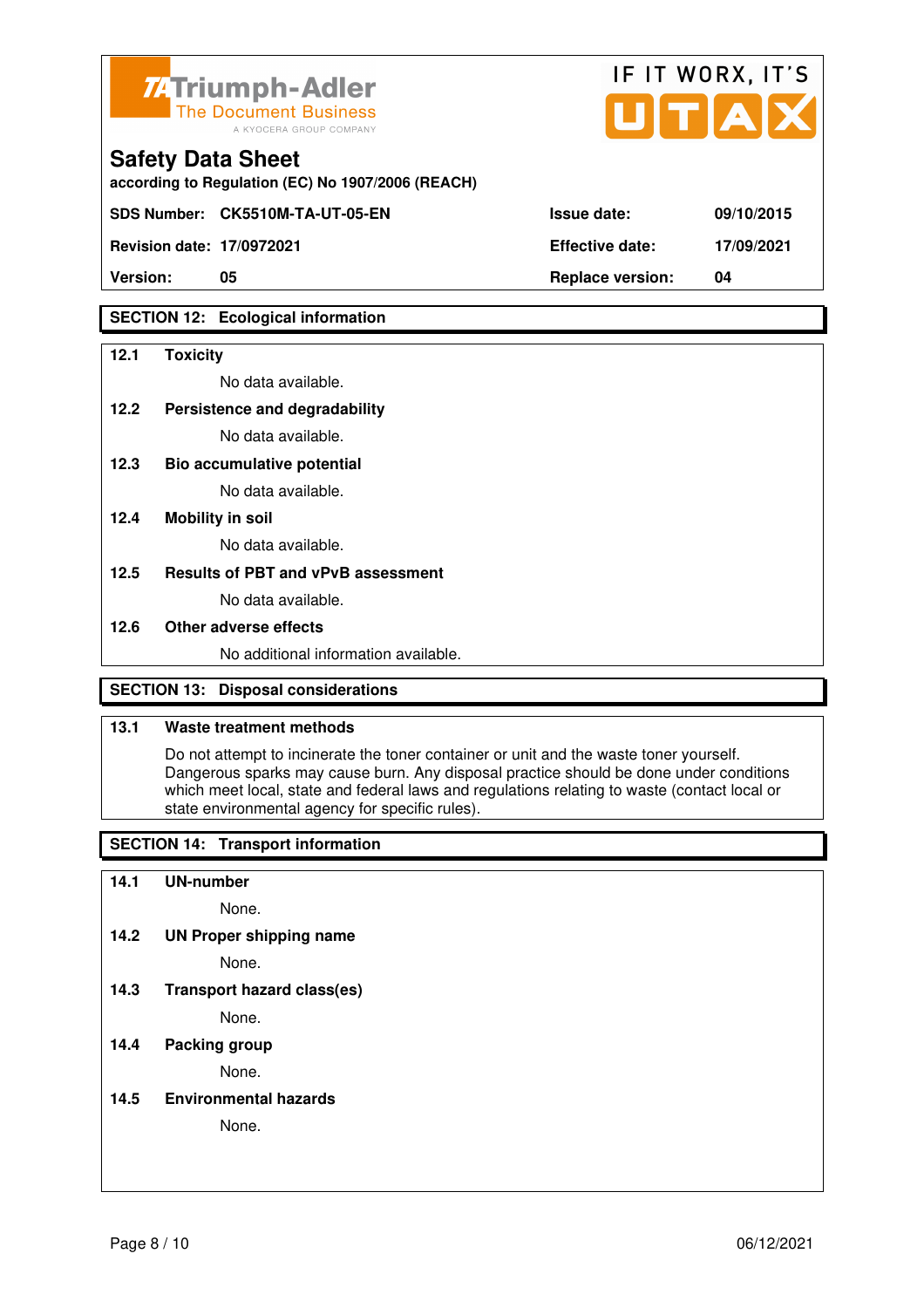Triumph-Adler
The Document Business
A KYOCERA GROUP COMPANY

IF IT WORX, IT'S UTAX

# Safety Data Sheet

**according to Regulation (EC) No 1907/2006 (REACH)**

| SDS Number: CK5510M-TA-UT-05-EN | | Issue date: | 09/10/2015 |
|---|---|---|---|
| Revision date: | 17/0972021 | Effective date: | 17/09/2021 |
| Version: | 05 | Replace version: | 04 |

## SECTION 12: Ecological information

**12.1 Toxicity**

No data available.

**12.2 Persistence and degradability**

No data available.

**12.3 Bio accumulative potential**

No data available.

**12.4 Mobility in soil**

No data available.

**12.5 Results of PBT and vPvB assessment**

No data available.

**12.6 Other adverse effects**

No additional information available.

## SECTION 13: Disposal considerations

**13.1 Waste treatment methods**

Do not attempt to incinerate the toner container or unit and the waste toner yourself. Dangerous sparks may cause burn. Any disposal practice should be done under conditions which meet local, state and federal laws and regulations relating to waste (contact local or state environmental agency for specific rules).

## SECTION 14: Transport information

**14.1 UN-number**

None.

**14.2 UN Proper shipping name**

None.

**14.3 Transport hazard class(es)**

None.

**14.4 Packing group**

None.

**14.5 Environmental hazards**

None.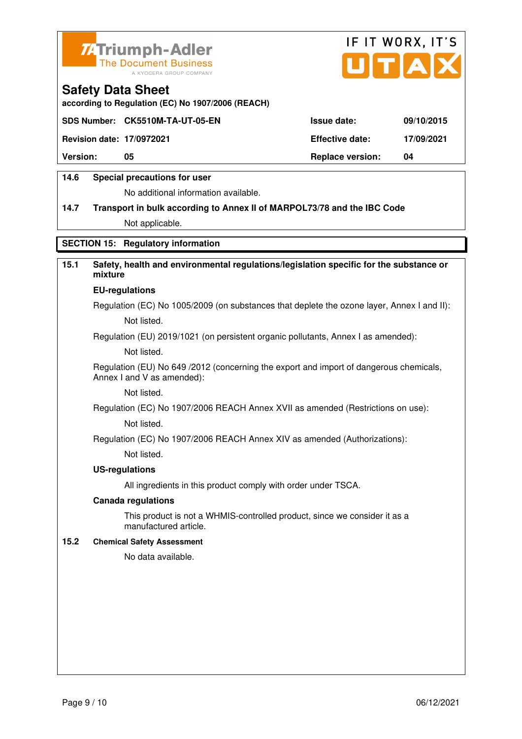Triumph-Adler
The Document Business
A KYOCERA GROUP COMPANY

IF IT WORX, IT'S UTAX

## Safety Data Sheet

**according to Regulation (EC) No 1907/2006 (REACH)**

| **SDS Number:** | **CK5510M-TA-UT-05-EN** | **Issue date:** | **09/10/2015** |
|---|---|---|---|
| **Revision date:** | **17/0972021** | **Effective date:** | **17/09/2021** |
| **Version:** | **05** | **Replace version:** | **04** |

**14.6 Special precautions for user**

No additional information available.

**14.7 Transport in bulk according to Annex II of MARPOL73/78 and the IBC Code**

Not applicable.

## SECTION 15: Regulatory information

**15.1 Safety, health and environmental regulations/legislation specific for the substance or mixture**

**EU-regulations**

Regulation (EC) No 1005/2009 (on substances that deplete the ozone layer, Annex I and II):

Not listed.

Regulation (EU) 2019/1021 (on persistent organic pollutants, Annex I as amended):

Not listed.

Regulation (EU) No 649 /2012 (concerning the export and import of dangerous chemicals, Annex I and V as amended):

Not listed.

Regulation (EC) No 1907/2006 REACH Annex XVII as amended (Restrictions on use):

Not listed.

Regulation (EC) No 1907/2006 REACH Annex XIV as amended (Authorizations):

Not listed.

**US-regulations**

All ingredients in this product comply with order under TSCA.

**Canada regulations**

This product is not a WHMIS-controlled product, since we consider it as a manufactured article.

**15.2 Chemical Safety Assessment**

No data available.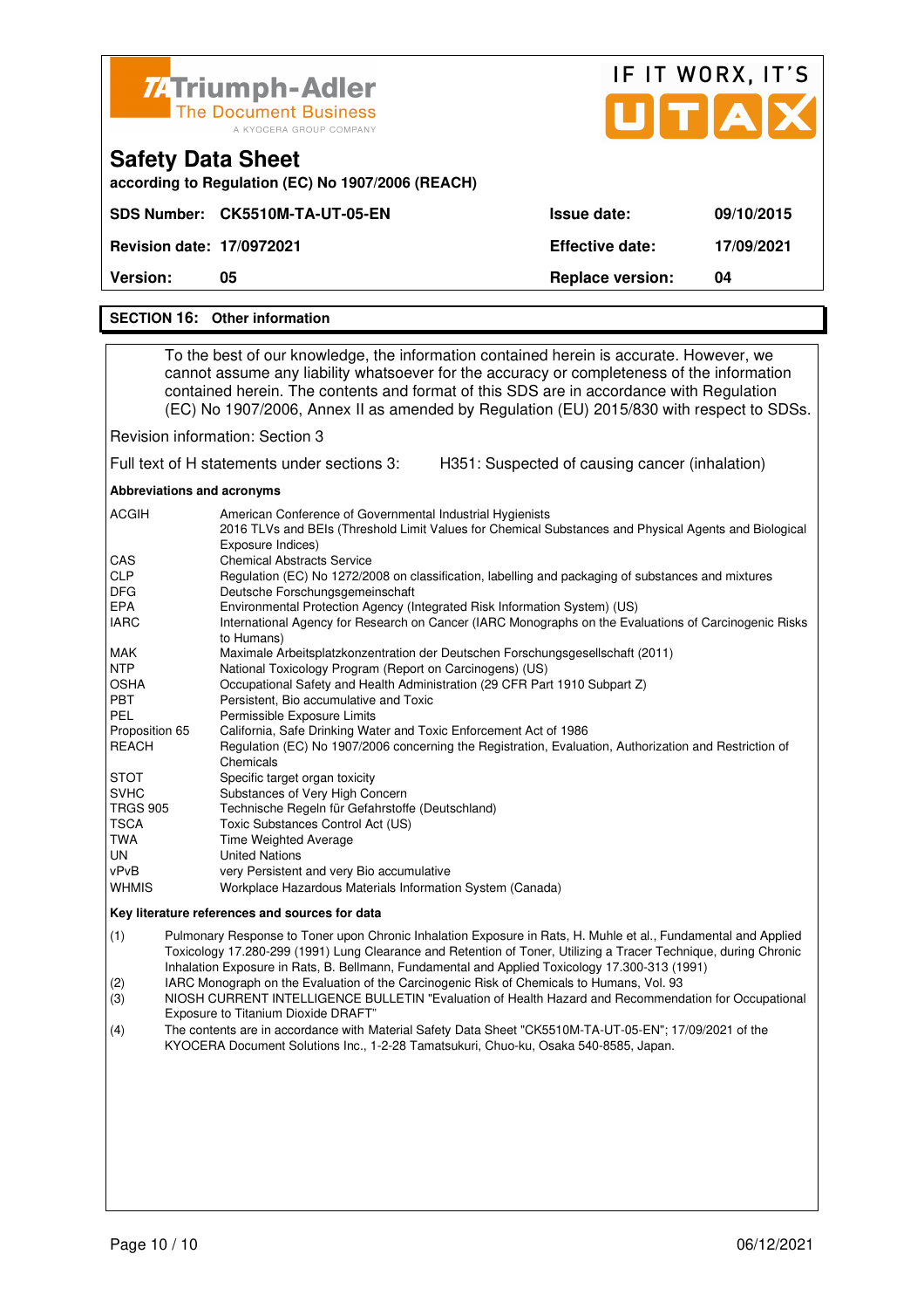# Safety Data Sheet

according to Regulation (EC) No 1907/2006 (REACH)

| SDS Number: CK5510M-TA-UT-05-EN | | Issue date: | 09/10/2015 |
|---|---|---|---|
| Revision date: 17/0972021 | | Effective date: | 17/09/2021 |
| Version: 05 | | Replace version: | 04 |

## SECTION 16: Other information

To the best of our knowledge, the information contained herein is accurate. However, we cannot assume any liability whatsoever for the accuracy or completeness of the information contained herein. The contents and format of this SDS are in accordance with Regulation (EC) No 1907/2006, Annex II as amended by Regulation (EU) 2015/830 with respect to SDSs.

Revision information: Section 3

Full text of H statements under sections 3: H351: Suspected of causing cancer (inhalation)

**Abbreviations and acronyms**

| | |
|---|---|
| ACGIH | American Conference of Governmental Industrial Hygienists<br>2016 TLVs and BEIs (Threshold Limit Values for Chemical Substances and Physical Agents and Biological Exposure Indices) |
| CAS | Chemical Abstracts Service |
| CLP | Regulation (EC) No 1272/2008 on classification, labelling and packaging of substances and mixtures |
| DFG | Deutsche Forschungsgemeinschaft |
| EPA | Environmental Protection Agency (Integrated Risk Information System) (US) |
| IARC | International Agency for Research on Cancer (IARC Monographs on the Evaluations of Carcinogenic Risks to Humans) |
| MAK | Maximale Arbeitsplatzkonzentration der Deutschen Forschungsgesellschaft (2011) |
| NTP | National Toxicology Program (Report on Carcinogens) (US) |
| OSHA | Occupational Safety and Health Administration (29 CFR Part 1910 Subpart Z) |
| PBT | Persistent, Bio accumulative and Toxic |
| PEL | Permissible Exposure Limits |
| Proposition 65 | California, Safe Drinking Water and Toxic Enforcement Act of 1986 |
| REACH | Regulation (EC) No 1907/2006 concerning the Registration, Evaluation, Authorization and Restriction of Chemicals |
| STOT | Specific target organ toxicity |
| SVHC | Substances of Very High Concern |
| TRGS 905 | Technische Regeln für Gefahrstoffe (Deutschland) |
| TSCA | Toxic Substances Control Act (US) |
| TWA | Time Weighted Average |
| UN | United Nations |
| vPvB | very Persistent and very Bio accumulative |
| WHMIS | Workplace Hazardous Materials Information System (Canada) |

**Key literature references and sources for data**

(1) Pulmonary Response to Toner upon Chronic Inhalation Exposure in Rats, H. Muhle et al., Fundamental and Applied Toxicology 17.280-299 (1991) Lung Clearance and Retention of Toner, Utilizing a Tracer Technique, during Chronic Inhalation Exposure in Rats, B. Bellmann, Fundamental and Applied Toxicology 17.300-313 (1991)

(2) IARC Monograph on the Evaluation of the Carcinogenic Risk of Chemicals to Humans, Vol. 93

(3) NIOSH CURRENT INTELLIGENCE BULLETIN "Evaluation of Health Hazard and Recommendation for Occupational Exposure to Titanium Dioxide DRAFT"

(4) The contents are in accordance with Material Safety Data Sheet "CK5510M-TA-UT-05-EN"; 17/09/2021 of the KYOCERA Document Solutions Inc., 1-2-28 Tamatsukuri, Chuo-ku, Osaka 540-8585, Japan.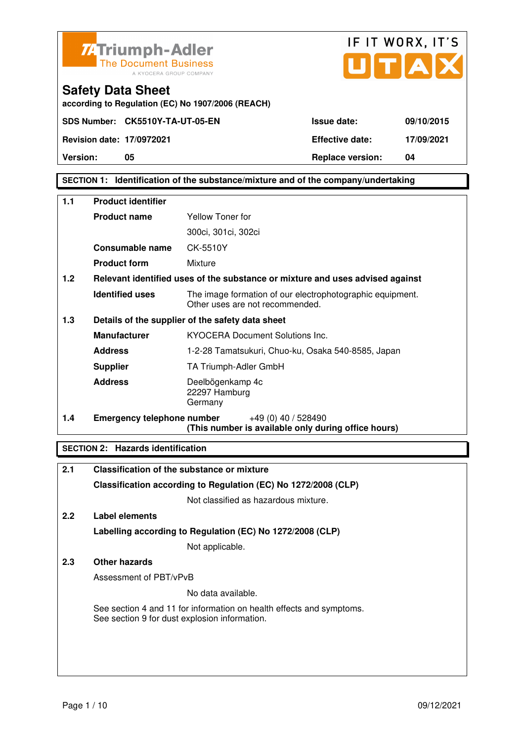Triumph-Adler
The Document Business
A KYOCERA GROUP COMPANY

IF IT WORX, IT'S UTAX

# Safety Data Sheet

**according to Regulation (EC) No 1907/2006 (REACH)**

| **SDS Number:** | **CK5510Y-TA-UT-05-EN** | **Issue date:** | **09/10/2015** |
|---|---|---|---|
| **Revision date:** | **17/0972021** | **Effective date:** | **17/09/2021** |
| **Version:** | **05** | **Replace version:** | **04** |

## SECTION 1: Identification of the substance/mixture and of the company/undertaking

**1.1 Product identifier**

| | |
|---|---|
| **Product name** | Yellow Toner for 300ci, 301ci, 302ci |
| **Consumable name** | CK-5510Y |
| **Product form** | Mixture |

**1.2 Relevant identified uses of the substance or mixture and uses advised against**

| | |
|---|---|
| **Identified uses** | The image formation of our electrophotographic equipment. Other uses are not recommended. |

**1.3 Details of the supplier of the safety data sheet**

| | |
|---|---|
| **Manufacturer** | KYOCERA Document Solutions Inc. |
| **Address** | 1-2-28 Tamatsukuri, Chuo-ku, Osaka 540-8585, Japan |
| **Supplier** | TA Triumph-Adler GmbH |
| **Address** | Deelbögenkamp 4c<br>22297 Hamburg<br>Germany |

**1.4 Emergency telephone number** +49 (0) 40 / 528490
**(This number is available only during office hours)**

## SECTION 2: Hazards identification

**2.1 Classification of the substance or mixture**

**Classification according to Regulation (EC) No 1272/2008 (CLP)**

Not classified as hazardous mixture.

**2.2 Label elements**

**Labelling according to Regulation (EC) No 1272/2008 (CLP)**

Not applicable.

**2.3 Other hazards**

Assessment of PBT/vPvB

No data available.

See section 4 and 11 for information on health effects and symptoms.
See section 9 for dust explosion information.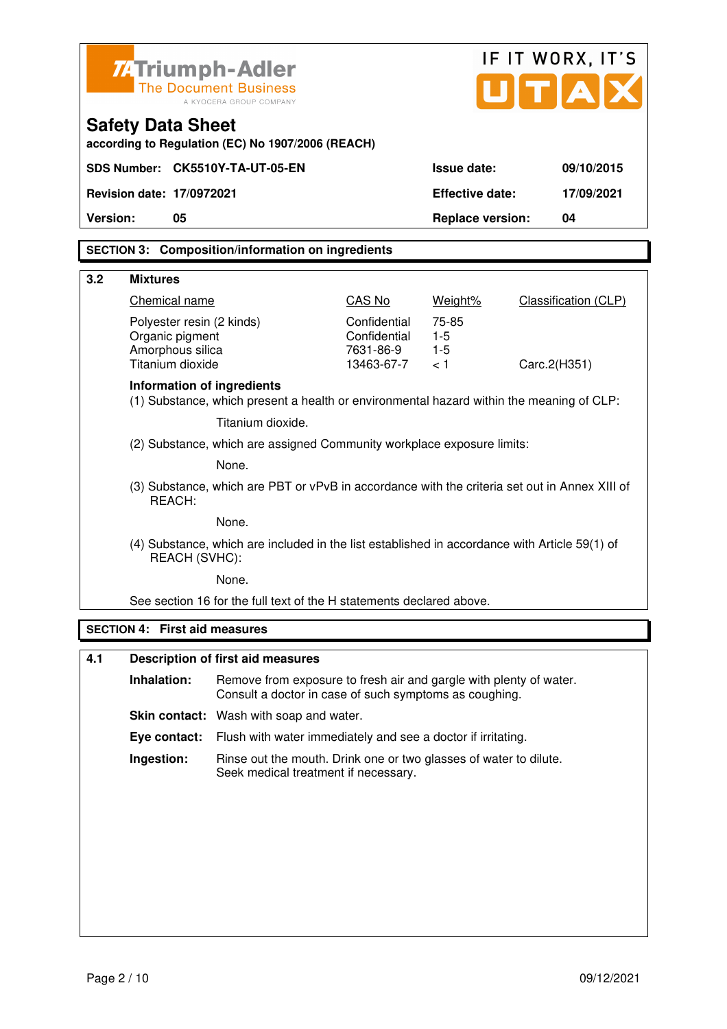Triumph-Adler
The Document Business
A KYOCERA GROUP COMPANY

IF IT WORX, IT'S UTAX

# Safety Data Sheet

**according to Regulation (EC) No 1907/2006 (REACH)**

| | | | |
|---|---|---|---|
| **SDS Number:** | **CK5510Y-TA-UT-05-EN** | **Issue date:** | **09/10/2015** |
| **Revision date:** | **17/0972021** | **Effective date:** | **17/09/2021** |
| **Version:** | **05** | **Replace version:** | **04** |

## SECTION 3: Composition/information on ingredients

### 3.2 Mixtures

| Chemical name | CAS No | Weight% | Classification (CLP) |
|---|---|---|---|
| Polyester resin (2 kinds) | Confidential | 75-85 | |
| Organic pigment | Confidential | 1-5 | |
| Amorphous silica | 7631-86-9 | 1-5 | |
| Titanium dioxide | 13463-67-7 | < 1 | Carc.2(H351) |

**Information of ingredients**

(1) Substance, which present a health or environmental hazard within the meaning of CLP:

Titanium dioxide.

(2) Substance, which are assigned Community workplace exposure limits:

None.

(3) Substance, which are PBT or vPvB in accordance with the criteria set out in Annex XIII of REACH:

None.

(4) Substance, which are included in the list established in accordance with Article 59(1) of REACH (SVHC):

None.

See section 16 for the full text of the H statements declared above.

## SECTION 4: First aid measures

### 4.1 Description of first aid measures

**Inhalation:** Remove from exposure to fresh air and gargle with plenty of water. Consult a doctor in case of such symptoms as coughing.

**Skin contact:** Wash with soap and water.

**Eye contact:** Flush with water immediately and see a doctor if irritating.

**Ingestion:** Rinse out the mouth. Drink one or two glasses of water to dilute. Seek medical treatment if necessary.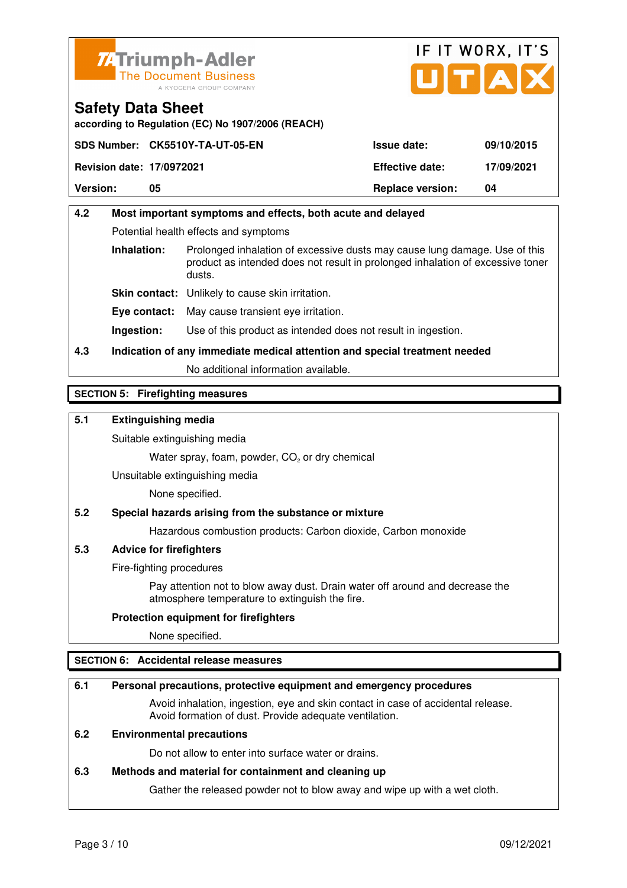Triumph-Adler
The Document Business
A KYOCERA GROUP COMPANY

IF IT WORX, IT'S UTAX

## Safety Data Sheet

**according to Regulation (EC) No 1907/2006 (REACH)**

| **SDS Number:** | **CK5510Y-TA-UT-05-EN** | **Issue date:** | **09/10/2015** |
|---|---|---|---|
| **Revision date:** | **17/0972021** | **Effective date:** | **17/09/2021** |
| **Version:** | **05** | **Replace version:** | **04** |

### 4.2 Most important symptoms and effects, both acute and delayed

Potential health effects and symptoms

**Inhalation:** Prolonged inhalation of excessive dusts may cause lung damage. Use of this product as intended does not result in prolonged inhalation of excessive toner dusts.

**Skin contact:** Unlikely to cause skin irritation.

**Eye contact:** May cause transient eye irritation.

**Ingestion:** Use of this product as intended does not result in ingestion.

### 4.3 Indication of any immediate medical attention and special treatment needed

No additional information available.

## SECTION 5: Firefighting measures

### 5.1 Extinguishing media

Suitable extinguishing media

Water spray, foam, powder, $CO_2$ or dry chemical

Unsuitable extinguishing media

None specified.

### 5.2 Special hazards arising from the substance or mixture

Hazardous combustion products: Carbon dioxide, Carbon monoxide

### 5.3 Advice for firefighters

Fire-fighting procedures

Pay attention not to blow away dust. Drain water off around and decrease the atmosphere temperature to extinguish the fire.

**Protection equipment for firefighters**

None specified.

## SECTION 6: Accidental release measures

### 6.1 Personal precautions, protective equipment and emergency procedures

Avoid inhalation, ingestion, eye and skin contact in case of accidental release. Avoid formation of dust. Provide adequate ventilation.

### 6.2 Environmental precautions

Do not allow to enter into surface water or drains.

### 6.3 Methods and material for containment and cleaning up

Gather the released powder not to blow away and wipe up with a wet cloth.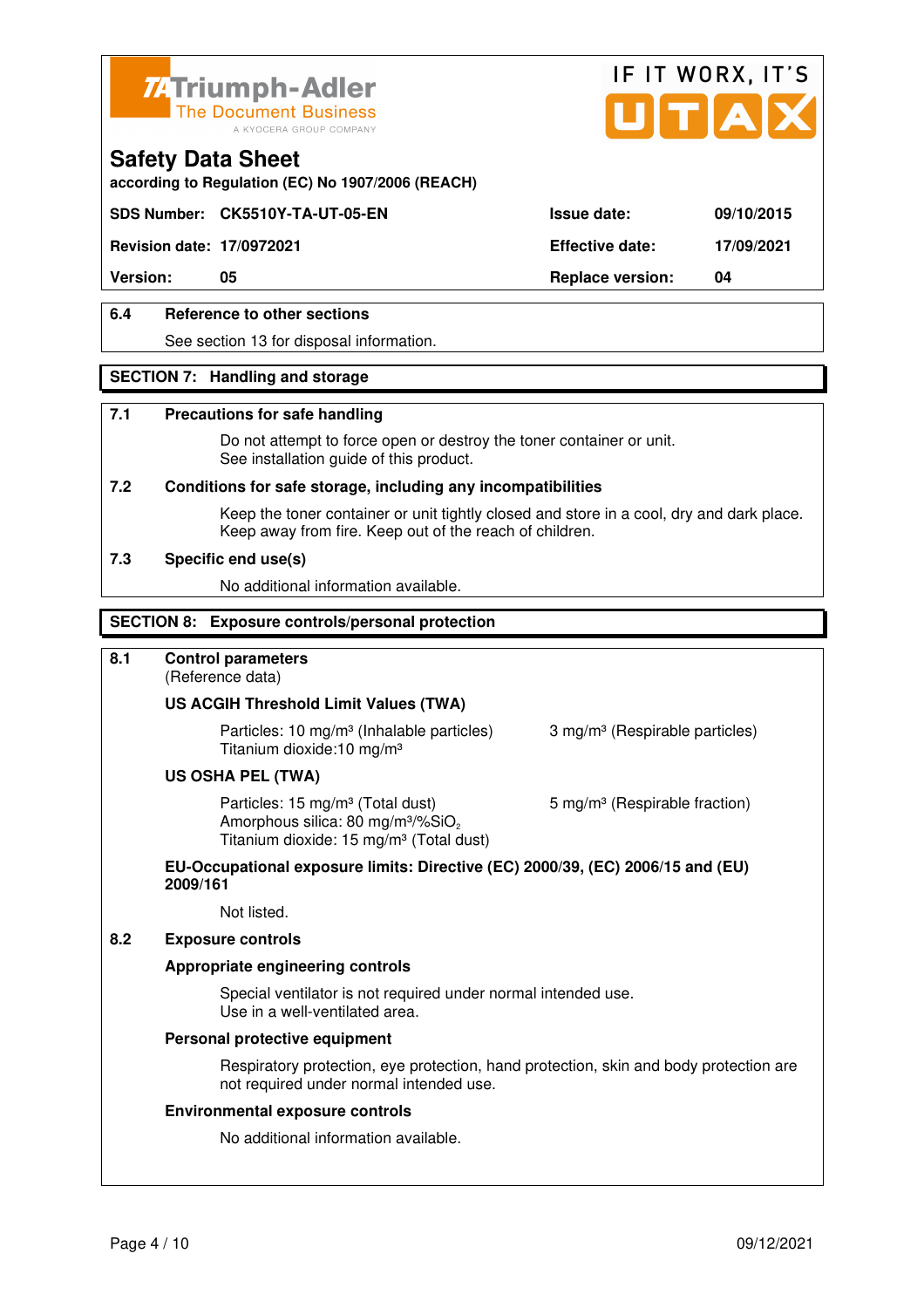Triumph-Adler
The Document Business
A KYOCERA GROUP COMPANY

IF IT WORX, IT'S UTAX

# Safety Data Sheet

**according to Regulation (EC) No 1907/2006 (REACH)**

| **SDS Number:** | **CK5510Y-TA-UT-05-EN** | **Issue date:** | **09/10/2015** |
|---|---|---|---|
| **Revision date:** | **17/0972021** | **Effective date:** | **17/09/2021** |
| **Version:** | **05** | **Replace version:** | **04** |

### 6.4 Reference to other sections

See section 13 for disposal information.

## SECTION 7: Handling and storage

### 7.1 Precautions for safe handling

Do not attempt to force open or destroy the toner container or unit.
See installation guide of this product.

### 7.2 Conditions for safe storage, including any incompatibilities

Keep the toner container or unit tightly closed and store in a cool, dry and dark place.
Keep away from fire. Keep out of the reach of children.

### 7.3 Specific end use(s)

No additional information available.

## SECTION 8: Exposure controls/personal protection

### 8.1 Control parameters

(Reference data)

**US ACGIH Threshold Limit Values (TWA)**

Particles: 10 mg/m³ (Inhalable particles) 3 mg/m³ (Respirable particles)
Titanium dioxide:10 mg/m³

**US OSHA PEL (TWA)**

Particles: 15 mg/m³ (Total dust) 5 mg/m³ (Respirable fraction)
Amorphous silica: 80 mg/m³/%$SiO_2$
Titanium dioxide: 15 mg/m³ (Total dust)

**EU-Occupational exposure limits: Directive (EC) 2000/39, (EC) 2006/15 and (EU) 2009/161**

Not listed.

### 8.2 Exposure controls

**Appropriate engineering controls**

Special ventilator is not required under normal intended use.
Use in a well-ventilated area.

**Personal protective equipment**

Respiratory protection, eye protection, hand protection, skin and body protection are not required under normal intended use.

**Environmental exposure controls**

No additional information available.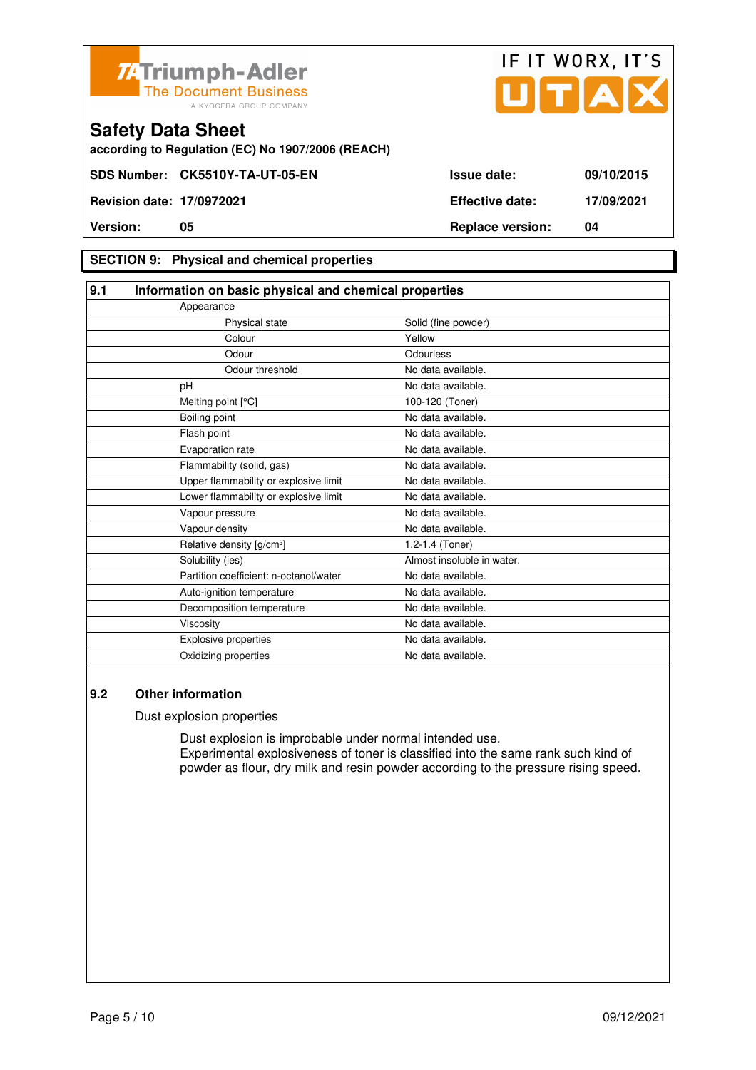Triumph-Adler
The Document Business
A KYOCERA GROUP COMPANY

IF IT WORX, IT'S UTAX

# Safety Data Sheet

**according to Regulation (EC) No 1907/2006 (REACH)**

| | | | |
|---|---|---|---|
| **SDS Number:** | **CK5510Y-TA-UT-05-EN** | **Issue date:** | **09/10/2015** |
| **Revision date:** | **17/0972021** | **Effective date:** | **17/09/2021** |
| **Version:** | **05** | **Replace version:** | **04** |

## SECTION 9: Physical and chemical properties

### 9.1 Information on basic physical and chemical properties

| Property | Value |
|---|---|
| Appearance | |
| Physical state | Solid (fine powder) |
| Colour | Yellow |
| Odour | Odourless |
| Odour threshold | No data available. |
| pH | No data available. |
| Melting point [°C] | 100-120 (Toner) |
| Boiling point | No data available. |
| Flash point | No data available. |
| Evaporation rate | No data available. |
| Flammability (solid, gas) | No data available. |
| Upper flammability or explosive limit | No data available. |
| Lower flammability or explosive limit | No data available. |
| Vapour pressure | No data available. |
| Vapour density | No data available. |
| Relative density [g/cm³] | 1.2-1.4 (Toner) |
| Solubility (ies) | Almost insoluble in water. |
| Partition coefficient: n-octanol/water | No data available. |
| Auto-ignition temperature | No data available. |
| Decomposition temperature | No data available. |
| Viscosity | No data available. |
| Explosive properties | No data available. |
| Oxidizing properties | No data available. |

### 9.2 Other information

Dust explosion properties

Dust explosion is improbable under normal intended use.
Experimental explosiveness of toner is classified into the same rank such kind of powder as flour, dry milk and resin powder according to the pressure rising speed.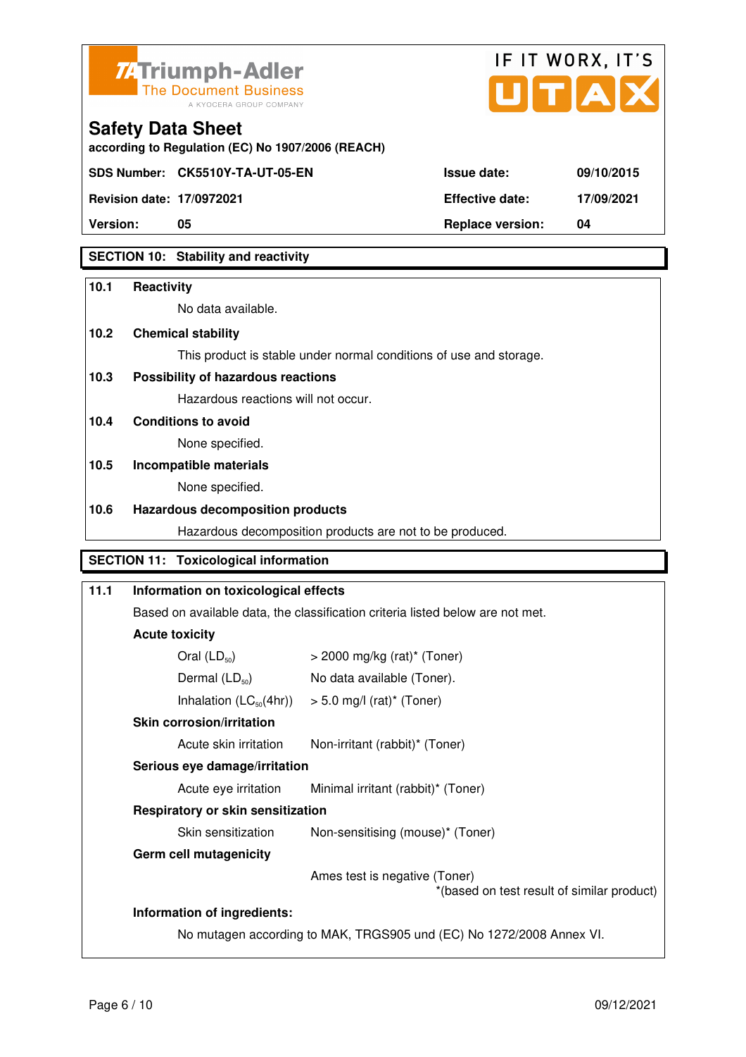Triumph-Adler
The Document Business
A KYOCERA GROUP COMPANY

IF IT WORX, IT'S UTAX

# Safety Data Sheet

**according to Regulation (EC) No 1907/2006 (REACH)**

| | | | |
|---|---|---|---|
| **SDS Number:** | **CK5510Y-TA-UT-05-EN** | **Issue date:** | **09/10/2015** |
| **Revision date:** | **17/0972021** | **Effective date:** | **17/09/2021** |
| **Version:** | **05** | **Replace version:** | **04** |

## SECTION 10: Stability and reactivity

**10.1 Reactivity**

No data available.

**10.2 Chemical stability**

This product is stable under normal conditions of use and storage.

**10.3 Possibility of hazardous reactions**

Hazardous reactions will not occur.

**10.4 Conditions to avoid**

None specified.

**10.5 Incompatible materials**

None specified.

**10.6 Hazardous decomposition products**

Hazardous decomposition products are not to be produced.

## SECTION 11: Toxicological information

**11.1 Information on toxicological effects**

Based on available data, the classification criteria listed below are not met.

**Acute toxicity**

| | |
|---|---|
| Oral ($LD_{50}$) | > 2000 mg/kg (rat)* (Toner) |
| Dermal ($LD_{50}$) | No data available (Toner). |
| Inhalation ($LC_{50}$(4hr)) | > 5.0 mg/l (rat)* (Toner) |

**Skin corrosion/irritation**

| | |
|---|---|
| Acute skin irritation | Non-irritant (rabbit)* (Toner) |

**Serious eye damage/irritation**

| | |
|---|---|
| Acute eye irritation | Minimal irritant (rabbit)* (Toner) |

**Respiratory or skin sensitization**

| | |
|---|---|
| Skin sensitization | Non-sensitising (mouse)* (Toner) |

**Germ cell mutagenicity**

Ames test is negative (Toner)

*(based on test result of similar product)

**Information of ingredients:**

No mutagen according to MAK, TRGS905 und (EC) No 1272/2008 Annex VI.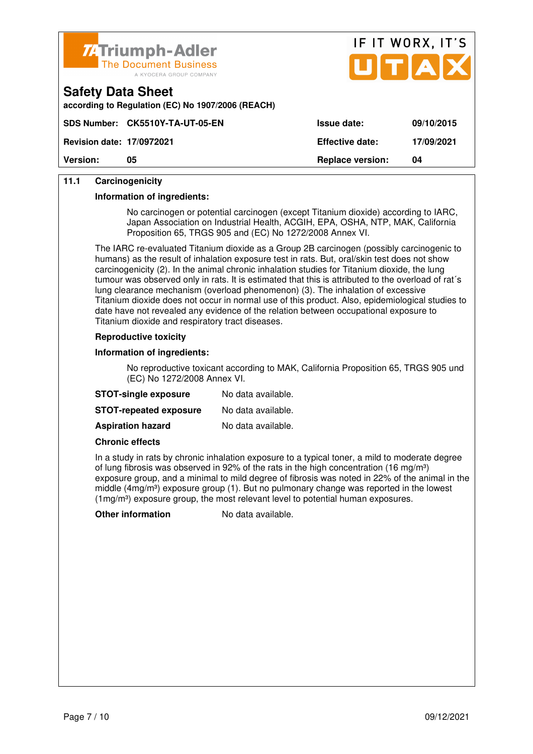# Safety Data Sheet

according to Regulation (EC) No 1907/2006 (REACH)

| SDS Number: | CK5510Y-TA-UT-05-EN | Issue date: | 09/10/2015 |
|---|---|---|---|
| Revision date: | 17/0972021 | Effective date: | 17/09/2021 |
| Version: | 05 | Replace version: | 04 |

**11.1 Carcinogenicity**

**Information of ingredients:**

No carcinogen or potential carcinogen (except Titanium dioxide) according to IARC, Japan Association on Industrial Health, ACGIH, EPA, OSHA, NTP, MAK, California Proposition 65, TRGS 905 and (EC) No 1272/2008 Annex VI.

The IARC re-evaluated Titanium dioxide as a Group 2B carcinogen (possibly carcinogenic to humans) as the result of inhalation exposure test in rats. But, oral/skin test does not show carcinogenicity (2). In the animal chronic inhalation studies for Titanium dioxide, the lung tumour was observed only in rats. It is estimated that this is attributed to the overload of rat´s lung clearance mechanism (overload phenomenon) (3). The inhalation of excessive Titanium dioxide does not occur in normal use of this product. Also, epidemiological studies to date have not revealed any evidence of the relation between occupational exposure to Titanium dioxide and respiratory tract diseases.

**Reproductive toxicity**

**Information of ingredients:**

No reproductive toxicant according to MAK, California Proposition 65, TRGS 905 und (EC) No 1272/2008 Annex VI.

**STOT-single exposure** No data available.

**STOT-repeated exposure** No data available.

**Aspiration hazard** No data available.

**Chronic effects**

In a study in rats by chronic inhalation exposure to a typical toner, a mild to moderate degree of lung fibrosis was observed in 92% of the rats in the high concentration (16 mg/m³) exposure group, and a minimal to mild degree of fibrosis was noted in 22% of the animal in the middle (4mg/m³) exposure group (1). But no pulmonary change was reported in the lowest (1mg/m³) exposure group, the most relevant level to potential human exposures.

**Other information** No data available.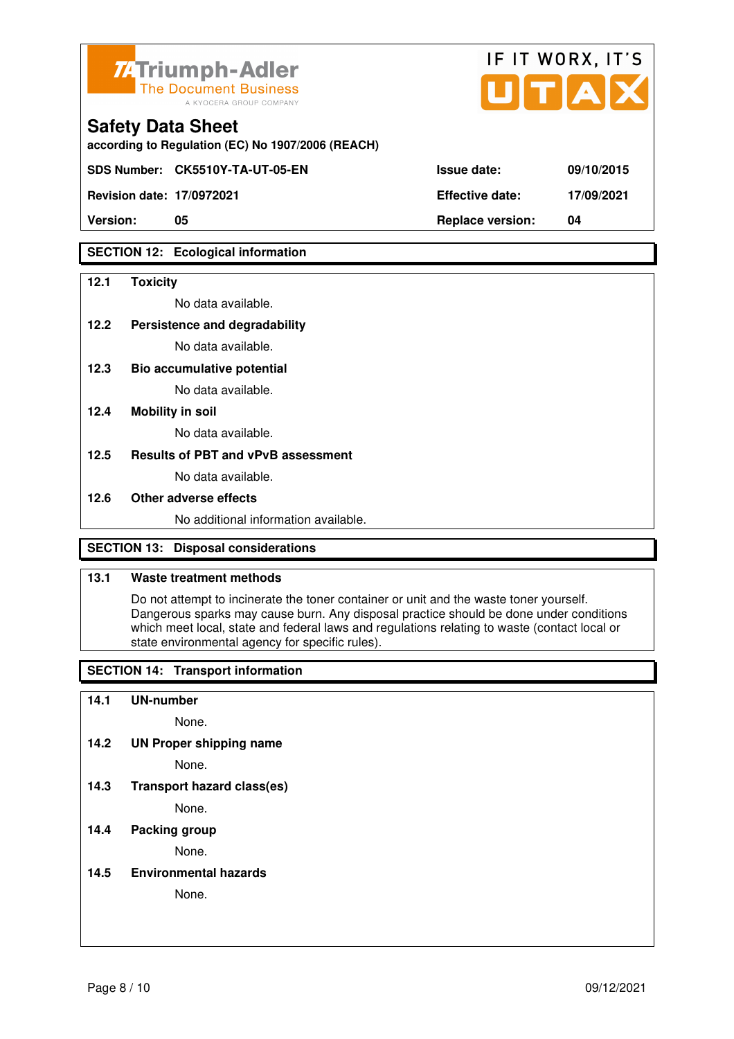## Safety Data Sheet

according to Regulation (EC) No 1907/2006 (REACH)

| SDS Number: | CK5510Y-TA-UT-05-EN | Issue date: | 09/10/2015 |
|---|---|---|---|
| Revision date: | 17/0972021 | Effective date: | 17/09/2021 |
| Version: | 05 | Replace version: | 04 |

## SECTION 12: Ecological information

**12.1 Toxicity**

No data available.

**12.2 Persistence and degradability**

No data available.

**12.3 Bio accumulative potential**

No data available.

**12.4 Mobility in soil**

No data available.

**12.5 Results of PBT and vPvB assessment**

No data available.

**12.6 Other adverse effects**

No additional information available.

## SECTION 13: Disposal considerations

**13.1 Waste treatment methods**

Do not attempt to incinerate the toner container or unit and the waste toner yourself. Dangerous sparks may cause burn. Any disposal practice should be done under conditions which meet local, state and federal laws and regulations relating to waste (contact local or state environmental agency for specific rules).

## SECTION 14: Transport information

**14.1 UN-number**

None.

**14.2 UN Proper shipping name**

None.

**14.3 Transport hazard class(es)**

None.

**14.4 Packing group**

None.

**14.5 Environmental hazards**

None.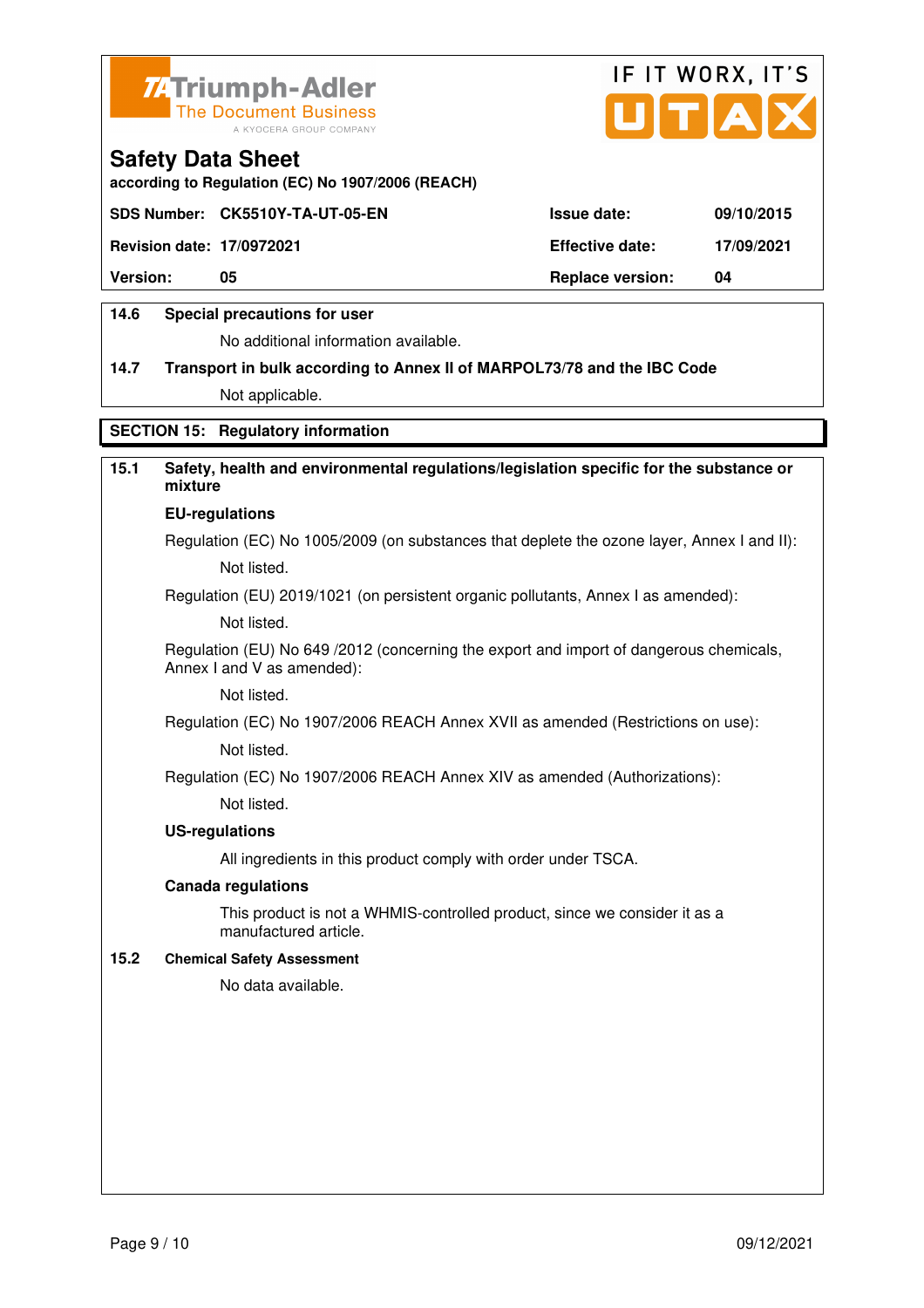**Safety Data Sheet**

**according to Regulation (EC) No 1907/2006 (REACH)**

| **SDS Number:** | **CK5510Y-TA-UT-05-EN** | **Issue date:** | **09/10/2015** |
|---|---|---|---|
| **Revision date:** | **17/0972021** | **Effective date:** | **17/09/2021** |
| **Version:** | **05** | **Replace version:** | **04** |

**14.6 Special precautions for user**

No additional information available.

**14.7 Transport in bulk according to Annex II of MARPOL73/78 and the IBC Code**

Not applicable.

## SECTION 15: Regulatory information

**15.1 Safety, health and environmental regulations/legislation specific for the substance or mixture**

**EU-regulations**

Regulation (EC) No 1005/2009 (on substances that deplete the ozone layer, Annex I and II):

Not listed.

Regulation (EU) 2019/1021 (on persistent organic pollutants, Annex I as amended):

Not listed.

Regulation (EU) No 649 /2012 (concerning the export and import of dangerous chemicals, Annex I and V as amended):

Not listed.

Regulation (EC) No 1907/2006 REACH Annex XVII as amended (Restrictions on use):

Not listed.

Regulation (EC) No 1907/2006 REACH Annex XIV as amended (Authorizations):

Not listed.

**US-regulations**

All ingredients in this product comply with order under TSCA.

**Canada regulations**

This product is not a WHMIS-controlled product, since we consider it as a manufactured article.

**15.2 Chemical Safety Assessment**

No data available.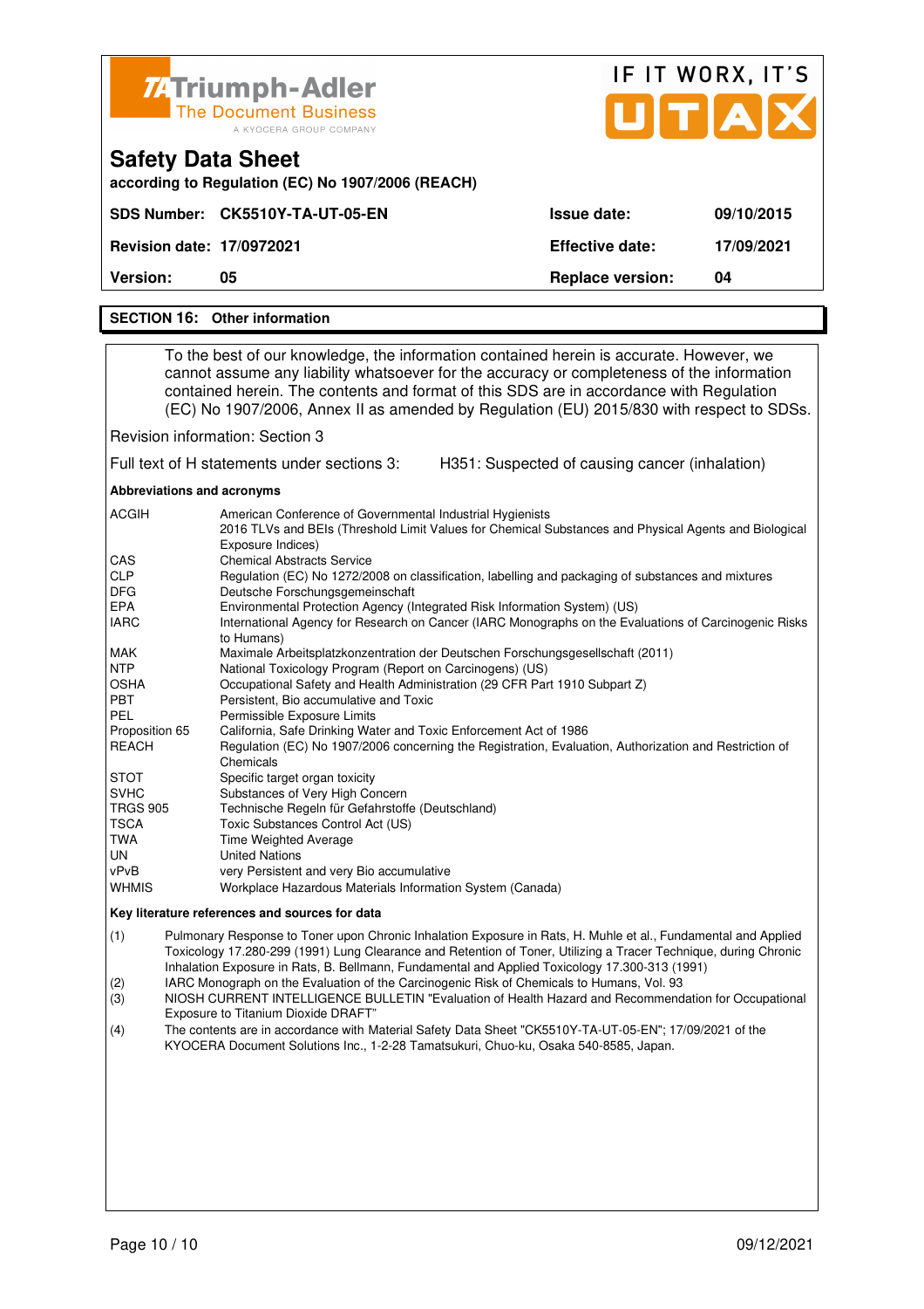Triumph-Adler
The Document Business
A KYOCERA GROUP COMPANY

IF IT WORX, IT'S UTAX

# Safety Data Sheet

**according to Regulation (EC) No 1907/2006 (REACH)**

| | | | |
|---|---|---|---|
| **SDS Number:** | **CK5510Y-TA-UT-05-EN** | **Issue date:** | **09/10/2015** |
| **Revision date:** | **17/0972021** | **Effective date:** | **17/09/2021** |
| **Version:** | **05** | **Replace version:** | **04** |

## SECTION 16: Other information

To the best of our knowledge, the information contained herein is accurate. However, we cannot assume any liability whatsoever for the accuracy or completeness of the information contained herein. The contents and format of this SDS are in accordance with Regulation (EC) No 1907/2006, Annex II as amended by Regulation (EU) 2015/830 with respect to SDSs.

Revision information: Section 3

Full text of H statements under sections 3: H351: Suspected of causing cancer (inhalation)

**Abbreviations and acronyms**

| | |
|---|---|
| ACGIH | American Conference of Governmental Industrial Hygienists<br>2016 TLVs and BEIs (Threshold Limit Values for Chemical Substances and Physical Agents and Biological Exposure Indices) |
| CAS | Chemical Abstracts Service |
| CLP | Regulation (EC) No 1272/2008 on classification, labelling and packaging of substances and mixtures |
| DFG | Deutsche Forschungsgemeinschaft |
| EPA | Environmental Protection Agency (Integrated Risk Information System) (US) |
| IARC | International Agency for Research on Cancer (IARC Monographs on the Evaluations of Carcinogenic Risks to Humans) |
| MAK | Maximale Arbeitsplatzkonzentration der Deutschen Forschungsgesellschaft (2011) |
| NTP | National Toxicology Program (Report on Carcinogens) (US) |
| OSHA | Occupational Safety and Health Administration (29 CFR Part 1910 Subpart Z) |
| PBT | Persistent, Bio accumulative and Toxic |
| PEL | Permissible Exposure Limits |
| Proposition 65 | California, Safe Drinking Water and Toxic Enforcement Act of 1986 |
| REACH | Regulation (EC) No 1907/2006 concerning the Registration, Evaluation, Authorization and Restriction of Chemicals |
| STOT | Specific target organ toxicity |
| SVHC | Substances of Very High Concern |
| TRGS 905 | Technische Regeln für Gefahrstoffe (Deutschland) |
| TSCA | Toxic Substances Control Act (US) |
| TWA | Time Weighted Average |
| UN | United Nations |
| vPvB | very Persistent and very Bio accumulative |
| WHMIS | Workplace Hazardous Materials Information System (Canada) |

**Key literature references and sources for data**

(1) Pulmonary Response to Toner upon Chronic Inhalation Exposure in Rats, H. Muhle et al., Fundamental and Applied Toxicology 17.280-299 (1991) Lung Clearance and Retention of Toner, Utilizing a Tracer Technique, during Chronic Inhalation Exposure in Rats, B. Bellmann, Fundamental and Applied Toxicology 17.300-313 (1991)

(2) IARC Monograph on the Evaluation of the Carcinogenic Risk of Chemicals to Humans, Vol. 93

(3) NIOSH CURRENT INTELLIGENCE BULLETIN "Evaluation of Health Hazard and Recommendation for Occupational Exposure to Titanium Dioxide DRAFT"

(4) The contents are in accordance with Material Safety Data Sheet "CK5510Y-TA-UT-05-EN"; 17/09/2021 of the KYOCERA Document Solutions Inc., 1-2-28 Tamatsukuri, Chuo-ku, Osaka 540-8585, Japan.

09/12/2021